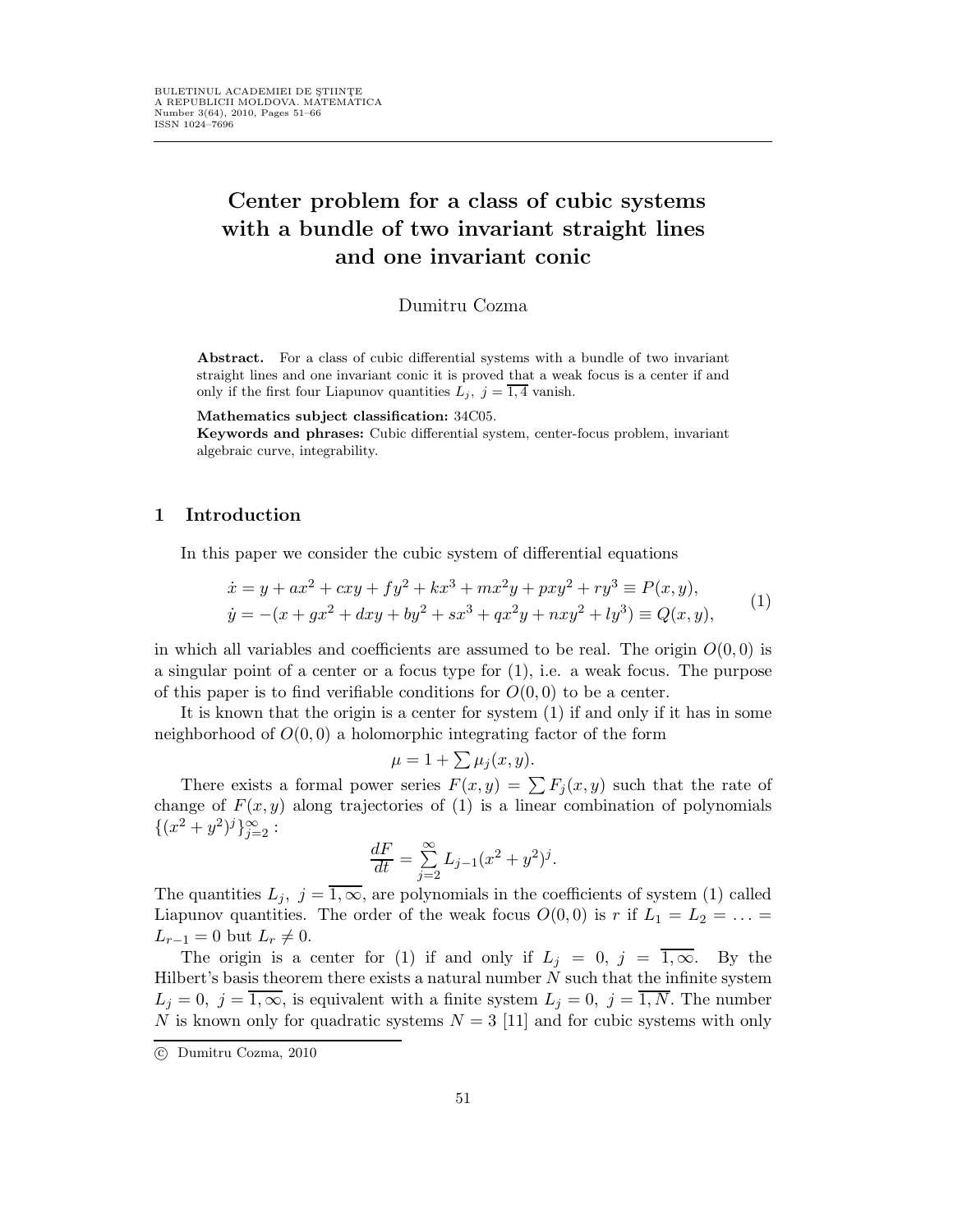# Center problem for a class of cubic systems with a bundle of two invariant straight lines and one invariant conic

Dumitru Cozma

**Abstract.** For a class of cubic differential systems with a bundle of two invariant straight lines and one invariant conic it is proved that a weak focus is a center if and only if the first four Liapunov quantities $L_j,\ j = \overline{1,4}$ vanish.

**Mathematics subject classification:** 34C05.

**Keywords and phrases:** Cubic differential system, center-focus problem, invariant algebraic curve, integrability.

## 1 Introduction

In this paper we consider the cubic system of differential equations

$$
\begin{aligned}
\dot{x} &= y + ax^2 + cxy + fy^2 + kx^3 + mx^2y + pxy^2 + ry^3 \equiv P(x, y),\\
\dot{y} &= -(x + gx^2 + dxy + by^2 + sx^3 + qx^2y + nxy^2 + ly^3) \equiv Q(x, y),
\end{aligned}
\tag{1}
$$

in which all variables and coefficients are assumed to be real. The origin $O(0, 0)$ is a singular point of a center or a focus type for (1), i.e. a weak focus. The purpose of this paper is to find verifiable conditions for $O(0, 0)$ to be a center.

It is known that the origin is a center for system (1) if and only if it has in some neighborhood of $O(0, 0)$ a holomorphic integrating factor of the form

$$\mu = 1 + \sum \mu_j(x, y).$$

There exists a formal power series $F(x, y) = \sum F_j(x, y)$ such that the rate of change of $F(x, y)$ along trajectories of (1) is a linear combination of polynomials $\{(x^2 + y^2)^j\}_{j=2}^{\infty}$ :

$$\frac{dF}{dt} = \sum_{j=2}^{\infty} L_{j-1}(x^2 + y^2)^j.$$

The quantities $L_j,\ j = \overline{1,\infty}$, are polynomials in the coefficients of system (1) called Liapunov quantities. The order of the weak focus $O(0, 0)$ is $r$ if $L_1 = L_2 = \ldots = L_{r-1} = 0$ but $L_r \neq 0$.

The origin is a center for (1) if and only if $L_j = 0,\ j = \overline{1,\infty}$. By the Hilbert's basis theorem there exists a natural number $N$ such that the infinite system $L_j = 0,\ j = \overline{1,\infty}$, is equivalent with a finite system $L_j = 0,\ j = \overline{1,N}$. The number $N$ is known only for quadratic systems $N = 3$ [11] and for cubic systems with only

© Dumitru Cozma, 2010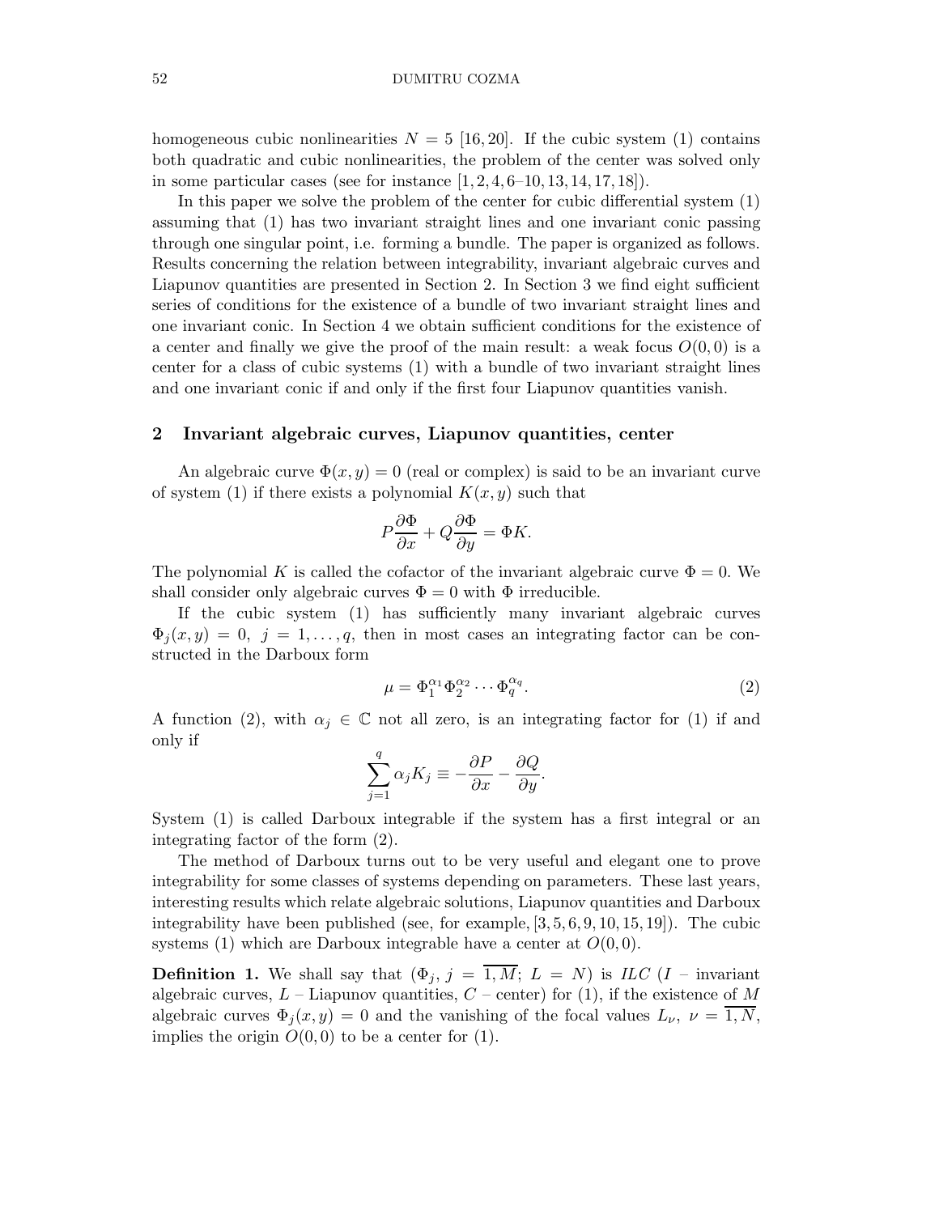homogeneous cubic nonlinearities $N = 5$ [16, 20]. If the cubic system (1) contains both quadratic and cubic nonlinearities, the problem of the center was solved only in some particular cases (see for instance [1, 2, 4, 6–10, 13, 14, 17, 18]).

In this paper we solve the problem of the center for cubic differential system (1) assuming that (1) has two invariant straight lines and one invariant conic passing through one singular point, i.e. forming a bundle. The paper is organized as follows. Results concerning the relation between integrability, invariant algebraic curves and Liapunov quantities are presented in Section 2. In Section 3 we find eight sufficient series of conditions for the existence of a bundle of two invariant straight lines and one invariant conic. In Section 4 we obtain sufficient conditions for the existence of a center and finally we give the proof of the main result: a weak focus $O(0, 0)$ is a center for a class of cubic systems (1) with a bundle of two invariant straight lines and one invariant conic if and only if the first four Liapunov quantities vanish.

## 2 Invariant algebraic curves, Liapunov quantities, center

An algebraic curve $\Phi(x, y) = 0$ (real or complex) is said to be an invariant curve of system (1) if there exists a polynomial $K(x, y)$ such that

$$P\frac{\partial \Phi}{\partial x} + Q\frac{\partial \Phi}{\partial y} = \Phi K.$$

The polynomial $K$ is called the cofactor of the invariant algebraic curve $\Phi = 0$. We shall consider only algebraic curves $\Phi = 0$ with $\Phi$ irreducible.

If the cubic system (1) has sufficiently many invariant algebraic curves $\Phi_j(x, y) = 0,\ j = 1, \ldots, q$, then in most cases an integrating factor can be constructed in the Darboux form

$$\mu = \Phi_1^{\alpha_1} \Phi_2^{\alpha_2} \cdots \Phi_q^{\alpha_q}. \tag{2}$$

A function (2), with $\alpha_j \in \mathbb{C}$ not all zero, is an integrating factor for (1) if and only if

$$\sum_{j=1}^{q} \alpha_j K_j \equiv -\frac{\partial P}{\partial x} - \frac{\partial Q}{\partial y}.$$

System (1) is called Darboux integrable if the system has a first integral or an integrating factor of the form (2).

The method of Darboux turns out to be very useful and elegant one to prove integrability for some classes of systems depending on parameters. These last years, interesting results which relate algebraic solutions, Liapunov quantities and Darboux integrability have been published (see, for example, [3, 5, 6, 9, 10, 15, 19]). The cubic systems (1) which are Darboux integrable have a center at $O(0, 0)$.

**Definition 1.** We shall say that ($\Phi_j,\ j = \overline{1, M};\ L = N$) is *ILC* (*I* – invariant algebraic curves, *L* – Liapunov quantities, *C* – center) for (1), if the existence of $M$ algebraic curves $\Phi_j(x, y) = 0$ and the vanishing of the focal values $L_\nu,\ \nu = \overline{1, N}$, implies the origin $O(0, 0)$ to be a center for (1).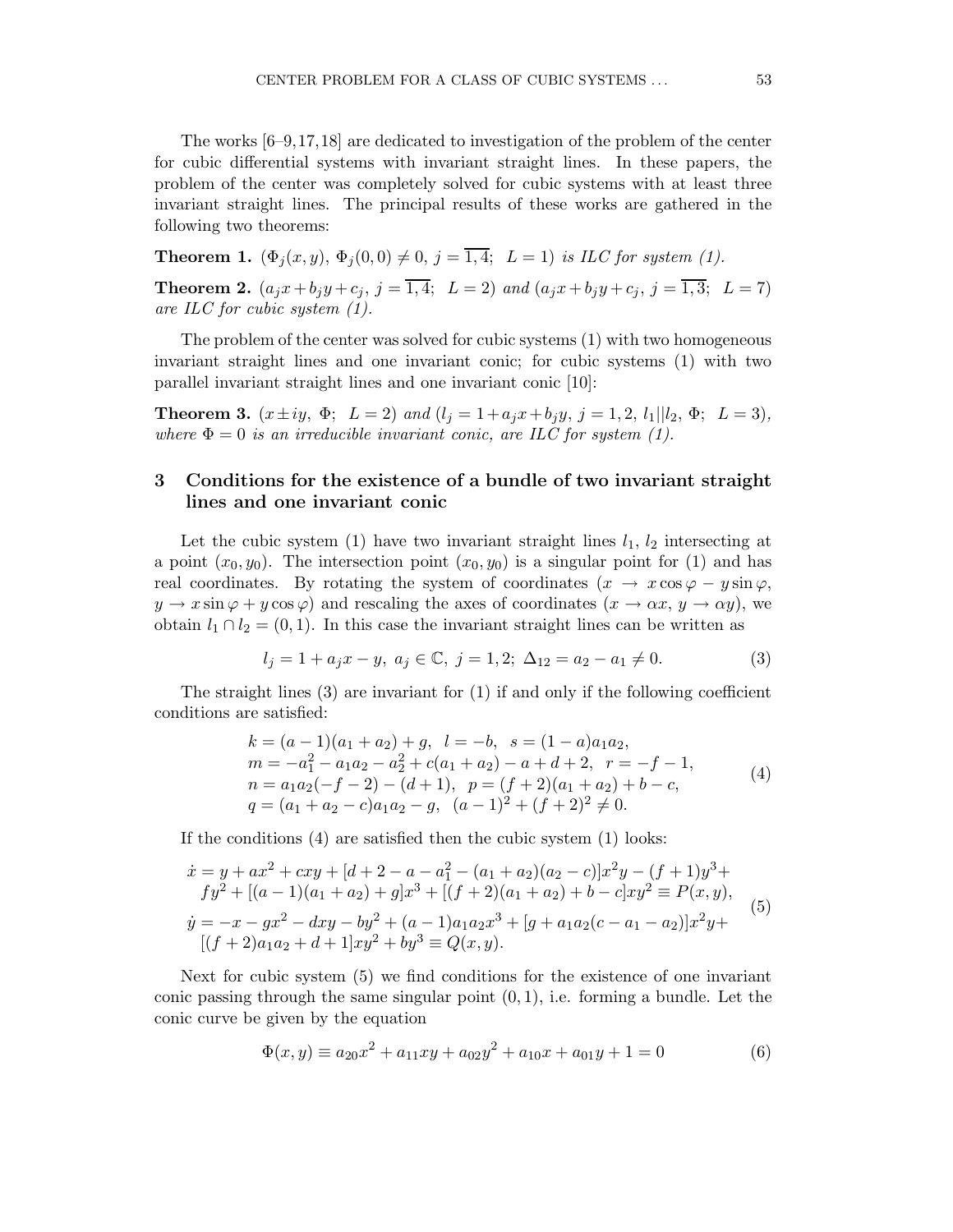The works [6–9,17,18] are dedicated to investigation of the problem of the center for cubic differential systems with invariant straight lines. In these papers, the problem of the center was completely solved for cubic systems with at least three invariant straight lines. The principal results of these works are gathered in the following two theorems:

**Theorem 1.** *$(\Phi_j(x,y),\ \Phi_j(0,0)\neq 0,\ j=\overline{1,4};\ \ L=1)$ is ILC for system (1).*

**Theorem 2.** *$(a_jx+b_jy+c_j,\ j=\overline{1,4};\ \ L=2)$ and $(a_jx+b_jy+c_j,\ j=\overline{1,3};\ \ L=7)$ are ILC for cubic system (1).*

The problem of the center was solved for cubic systems (1) with two homogeneous invariant straight lines and one invariant conic; for cubic systems (1) with two parallel invariant straight lines and one invariant conic [10]:

**Theorem 3.** *$(x\pm iy,\ \Phi;\ \ L=2)$ and $(l_j=1+a_jx+b_jy,\ j=1,2,\ l_1||l_2,\ \Phi;\ \ L=3)$, where $\Phi=0$ is an irreducible invariant conic, are ILC for system (1).*

## 3 Conditions for the existence of a bundle of two invariant straight lines and one invariant conic

Let the cubic system (1) have two invariant straight lines $l_1$, $l_2$ intersecting at a point $(x_0,y_0)$. The intersection point $(x_0,y_0)$ is a singular point for (1) and has real coordinates. By rotating the system of coordinates ($x\to x\cos\varphi-y\sin\varphi$, $y\to x\sin\varphi+y\cos\varphi$) and rescaling the axes of coordinates ($x\to\alpha x$, $y\to\alpha y$), we obtain $l_1\cap l_2=(0,1)$. In this case the invariant straight lines can be written as

$$l_j=1+a_jx-y,\ a_j\in\mathbb{C},\ j=1,2;\ \Delta_{12}=a_2-a_1\neq 0. \tag{3}$$

The straight lines (3) are invariant for (1) if and only if the following coefficient conditions are satisfied:

$$\begin{array}{l}
k=(a-1)(a_1+a_2)+g,\ \ l=-b,\ \ s=(1-a)a_1a_2,\\
m=-a_1^2-a_1a_2-a_2^2+c(a_1+a_2)-a+d+2,\ \ r=-f-1,\\
n=a_1a_2(-f-2)-(d+1),\ \ p=(f+2)(a_1+a_2)+b-c,\\
q=(a_1+a_2-c)a_1a_2-g,\ \ (a-1)^2+(f+2)^2\neq 0.
\end{array} \tag{4}$$

If the conditions (4) are satisfied then the cubic system (1) looks:

$$\begin{array}{l}
\dot{x}=y+ax^2+cxy+[d+2-a-a_1^2-(a_1+a_2)(a_2-c)]x^2y-(f+1)y^3+\\
\quad fy^2+[(a-1)(a_1+a_2)+g]x^3+[(f+2)(a_1+a_2)+b-c]xy^2\equiv P(x,y),\\
\dot{y}=-x-gx^2-dxy-by^2+(a-1)a_1a_2x^3+[g+a_1a_2(c-a_1-a_2)]x^2y+\\
\quad [(f+2)a_1a_2+d+1]xy^2+by^3\equiv Q(x,y).
\end{array} \tag{5}$$

Next for cubic system (5) we find conditions for the existence of one invariant conic passing through the same singular point $(0,1)$, i.e. forming a bundle. Let the conic curve be given by the equation

$$\Phi(x,y)\equiv a_{20}x^2+a_{11}xy+a_{02}y^2+a_{10}x+a_{01}y+1=0 \tag{6}$$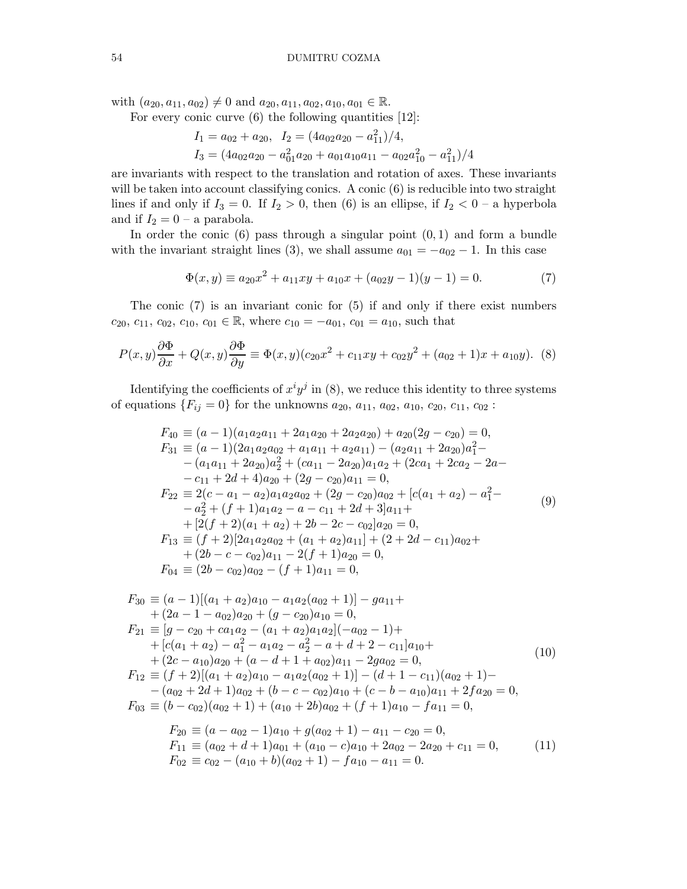with $(a_{20}, a_{11}, a_{02}) \neq 0$ and $a_{20}, a_{11}, a_{02}, a_{10}, a_{01} \in \mathbb{R}$.

For every conic curve (6) the following quantities [12]:

$$I_1 = a_{02} + a_{20}, \quad I_2 = (4a_{02}a_{20} - a_{11}^2)/4,$$
$$I_3 = (4a_{02}a_{20} - a_{01}^2 a_{20} + a_{01}a_{10}a_{11} - a_{02}a_{10}^2 - a_{11}^2)/4$$

are invariants with respect to the translation and rotation of axes. These invariants will be taken into account classifying conics. A conic (6) is reducible into two straight lines if and only if $I_3 = 0$. If $I_2 > 0$, then (6) is an ellipse, if $I_2 < 0$ – a hyperbola and if $I_2 = 0$ – a parabola.

In order the conic (6) pass through a singular point $(0, 1)$ and form a bundle with the invariant straight lines (3), we shall assume $a_{01} = -a_{02} - 1$. In this case

$$\Phi(x, y) \equiv a_{20}x^2 + a_{11}xy + a_{10}x + (a_{02}y - 1)(y - 1) = 0. \tag{7}$$

The conic (7) is an invariant conic for (5) if and only if there exist numbers $c_{20}$, $c_{11}$, $c_{02}$, $c_{10}$, $c_{01} \in \mathbb{R}$, where $c_{10} = -a_{01}$, $c_{01} = a_{10}$, such that

$$P(x, y)\frac{\partial \Phi}{\partial x} + Q(x, y)\frac{\partial \Phi}{\partial y} \equiv \Phi(x, y)(c_{20}x^2 + c_{11}xy + c_{02}y^2 + (a_{02} + 1)x + a_{10}y). \tag{8}$$

Identifying the coefficients of $x^i y^j$ in (8), we reduce this identity to three systems of equations $\{F_{ij} = 0\}$ for the unknowns $a_{20}$, $a_{11}$, $a_{02}$, $a_{10}$, $c_{20}$, $c_{11}$, $c_{02}$ :

$$\begin{aligned}
F_{40} &\equiv (a-1)(a_1a_2a_{11} + 2a_1a_{20} + 2a_2a_{20}) + a_{20}(2g - c_{20}) = 0,\\
F_{31} &\equiv (a-1)(2a_1a_2a_{02} + a_1a_{11} + a_2a_{11}) - (a_2a_{11} + 2a_{20})a_1^2 -\\
&\quad - (a_1a_{11} + 2a_{20})a_2^2 + (ca_{11} - 2a_{20})a_1a_2 + (2ca_1 + 2ca_2 - 2a -\\
&\quad - c_{11} + 2d + 4)a_{20} + (2g - c_{20})a_{11} = 0,\\
F_{22} &\equiv 2(c - a_1 - a_2)a_1a_2a_{02} + (2g - c_{20})a_{02} + [c(a_1 + a_2) - a_1^2 -\\
&\quad - a_2^2 + (f+1)a_1a_2 - a - c_{11} + 2d + 3]a_{11} +\\
&\quad + [2(f+2)(a_1 + a_2) + 2b - 2c - c_{02}]a_{20} = 0,\\
F_{13} &\equiv (f+2)[2a_1a_2a_{02} + (a_1 + a_2)a_{11}] + (2 + 2d - c_{11})a_{02} +\\
&\quad + (2b - c - c_{02})a_{11} - 2(f+1)a_{20} = 0,\\
F_{04} &\equiv (2b - c_{02})a_{02} - (f+1)a_{11} = 0,
\end{aligned} \tag{9}$$

$$\begin{aligned}
F_{30} &\equiv (a-1)[(a_1 + a_2)a_{10} - a_1a_2(a_{02} + 1)] - ga_{11} +\\
&\quad + (2a - 1 - a_{02})a_{20} + (g - c_{20})a_{10} = 0,\\
F_{21} &\equiv [g - c_{20} + ca_1a_2 - (a_1 + a_2)a_1a_2](-a_{02} - 1) +\\
&\quad + [c(a_1 + a_2) - a_1^2 - a_1a_2 - a_2^2 - a + d + 2 - c_{11}]a_{10} +\\
&\quad + (2c - a_{10})a_{20} + (a - d + 1 + a_{02})a_{11} - 2ga_{02} = 0,\\
F_{12} &\equiv (f+2)[(a_1 + a_2)a_{10} - a_1a_2(a_{02} + 1)] - (d + 1 - c_{11})(a_{02} + 1) -\\
&\quad - (a_{02} + 2d + 1)a_{02} + (b - c - c_{02})a_{10} + (c - b - a_{10})a_{11} + 2fa_{20} = 0,\\
F_{03} &\equiv (b - c_{02})(a_{02} + 1) + (a_{10} + 2b)a_{02} + (f+1)a_{10} - fa_{11} = 0,
\end{aligned} \tag{10}$$

$$\begin{aligned}
F_{20} &\equiv (a - a_{02} - 1)a_{10} + g(a_{02} + 1) - a_{11} - c_{20} = 0,\\
F_{11} &\equiv (a_{02} + d + 1)a_{01} + (a_{10} - c)a_{10} + 2a_{02} - 2a_{20} + c_{11} = 0,\\
F_{02} &\equiv c_{02} - (a_{10} + b)(a_{02} + 1) - fa_{10} - a_{11} = 0.
\end{aligned} \tag{11}$$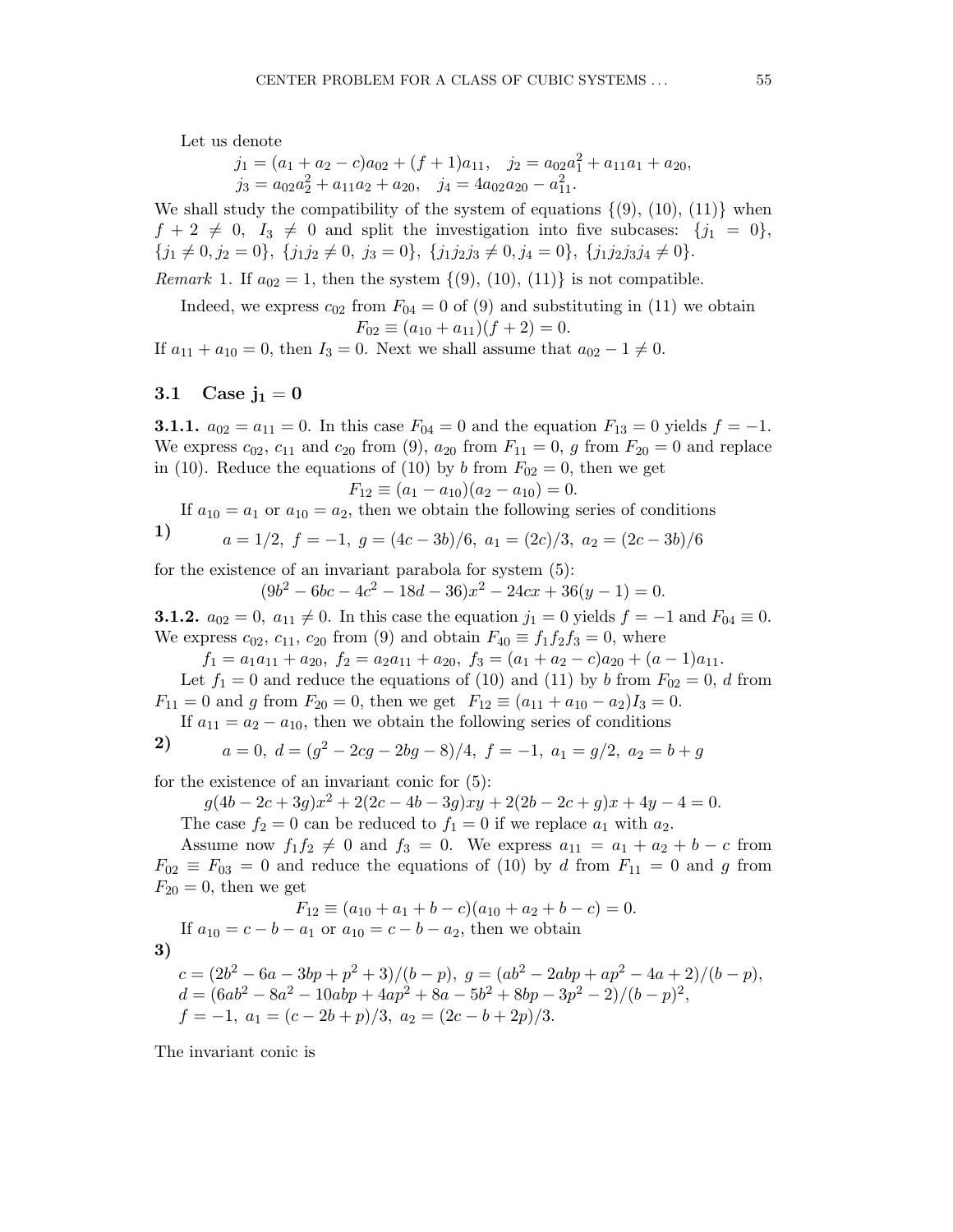Let us denote

$$j_1 = (a_1 + a_2 - c)a_{02} + (f+1)a_{11}, \quad j_2 = a_{02}a_1^2 + a_{11}a_1 + a_{20},$$
$$j_3 = a_{02}a_2^2 + a_{11}a_2 + a_{20}, \quad j_4 = 4a_{02}a_{20} - a_{11}^2.$$

We shall study the compatibility of the system of equations $\{(9), (10), (11)\}$ when $f + 2 \neq 0$, $I_3 \neq 0$ and split the investigation into five subcases: $\{j_1 = 0\}$, $\{j_1 \neq 0, j_2 = 0\}$, $\{j_1 j_2 \neq 0,\ j_3 = 0\}$, $\{j_1 j_2 j_3 \neq 0, j_4 = 0\}$, $\{j_1 j_2 j_3 j_4 \neq 0\}$.

*Remark* 1. If $a_{02} = 1$, then the system $\{(9), (10), (11)\}$ is not compatible.

Indeed, we express $c_{02}$ from $F_{04} = 0$ of (9) and substituting in (11) we obtain

$$F_{02} \equiv (a_{10} + a_{11})(f+2) = 0.$$

If $a_{11} + a_{10} = 0$, then $I_3 = 0$. Next we shall assume that $a_{02} - 1 \neq 0$.

### 3.1 Case $\mathbf{j_1 = 0}$

**3.1.1.** $a_{02} = a_{11} = 0$. In this case $F_{04} = 0$ and the equation $F_{13} = 0$ yields $f = -1$. We express $c_{02}$, $c_{11}$ and $c_{20}$ from (9), $a_{20}$ from $F_{11} = 0$, $g$ from $F_{20} = 0$ and replace in (10). Reduce the equations of (10) by $b$ from $F_{02} = 0$, then we get

$$F_{12} \equiv (a_1 - a_{10})(a_2 - a_{10}) = 0.$$

If $a_{10} = a_1$ or $a_{10} = a_2$, then we obtain the following series of conditions

**1)** $$a = 1/2,\ f = -1,\ g = (4c - 3b)/6,\ a_1 = (2c)/3,\ a_2 = (2c - 3b)/6$$

for the existence of an invariant parabola for system (5):

$$(9b^2 - 6bc - 4c^2 - 18d - 36)x^2 - 24cx + 36(y - 1) = 0.$$

**3.1.2.** $a_{02} = 0$, $a_{11} \neq 0$. In this case the equation $j_1 = 0$ yields $f = -1$ and $F_{04} \equiv 0$. We express $c_{02}$, $c_{11}$, $c_{20}$ from (9) and obtain $F_{40} \equiv f_1 f_2 f_3 = 0$, where

$$f_1 = a_1 a_{11} + a_{20},\ f_2 = a_2 a_{11} + a_{20},\ f_3 = (a_1 + a_2 - c)a_{20} + (a - 1)a_{11}.$$

Let $f_1 = 0$ and reduce the equations of (10) and (11) by $b$ from $F_{02} = 0$, $d$ from $F_{11} = 0$ and $g$ from $F_{20} = 0$, then we get $F_{12} \equiv (a_{11} + a_{10} - a_2)I_3 = 0$.

If $a_{11} = a_2 - a_{10}$, then we obtain the following series of conditions

**2)** $$a = 0,\ d = (g^2 - 2cg - 2bg - 8)/4,\ f = -1,\ a_1 = g/2,\ a_2 = b + g$$

for the existence of an invariant conic for (5):

$$g(4b - 2c + 3g)x^2 + 2(2c - 4b - 3g)xy + 2(2b - 2c + g)x + 4y - 4 = 0.$$

The case $f_2 = 0$ can be reduced to $f_1 = 0$ if we replace $a_1$ with $a_2$.

Assume now $f_1 f_2 \neq 0$ and $f_3 = 0$. We express $a_{11} = a_1 + a_2 + b - c$ from $F_{02} \equiv F_{03} = 0$ and reduce the equations of (10) by $d$ from $F_{11} = 0$ and $g$ from $F_{20} = 0$, then we get

$$F_{12} \equiv (a_{10} + a_1 + b - c)(a_{10} + a_2 + b - c) = 0.$$

If $a_{10} = c - b - a_1$ or $a_{10} = c - b - a_2$, then we obtain

**3)**

$$c = (2b^2 - 6a - 3bp + p^2 + 3)/(b - p),\ g = (ab^2 - 2abp + ap^2 - 4a + 2)/(b - p),$$
$$d = (6ab^2 - 8a^2 - 10abp + 4ap^2 + 8a - 5b^2 + 8bp - 3p^2 - 2)/(b - p)^2,$$
$$f = -1,\ a_1 = (c - 2b + p)/3,\ a_2 = (2c - b + 2p)/3.$$

The invariant conic is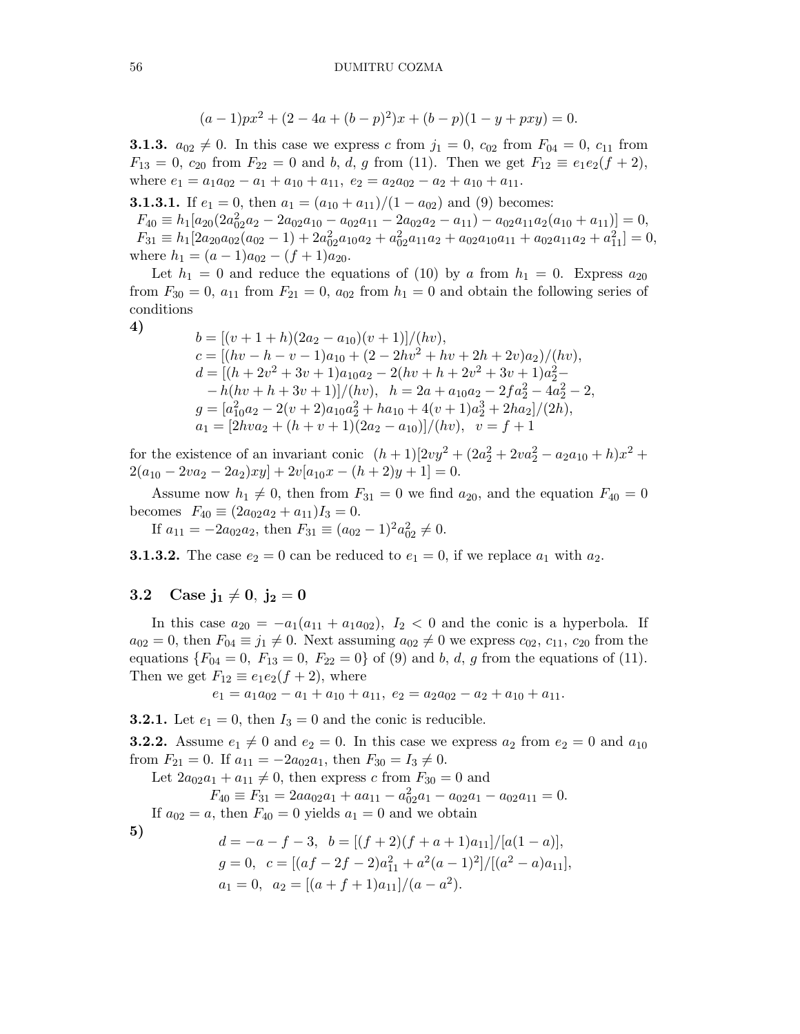$$(a-1)px^2 + (2-4a+(b-p)^2)x + (b-p)(1-y+pxy) = 0.$$

**3.1.3.** $a_{02} \neq 0$. In this case we express $c$ from $j_1 = 0$, $c_{02}$ from $F_{04} = 0$, $c_{11}$ from $F_{13} = 0$, $c_{20}$ from $F_{22} = 0$ and $b$, $d$, $g$ from (11). Then we get $F_{12} \equiv e_1 e_2 (f+2)$, where $e_1 = a_1 a_{02} - a_1 + a_{10} + a_{11}$, $e_2 = a_2 a_{02} - a_2 + a_{10} + a_{11}$.

**3.1.3.1.** If $e_1 = 0$, then $a_1 = (a_{10} + a_{11})/(1 - a_{02})$ and (9) becomes:
$F_{40} \equiv h_1[a_{20}(2a_{02}^2 a_2 - 2a_{02}a_{10} - a_{02}a_{11} - 2a_{02}a_2 - a_{11}) - a_{02}a_{11}a_2(a_{10} + a_{11})] = 0$,
$F_{31} \equiv h_1[2a_{20}a_{02}(a_{02} - 1) + 2a_{02}^2 a_{10}a_2 + a_{02}^2 a_{11}a_2 + a_{02}a_{10}a_{11} + a_{02}a_{11}a_2 + a_{11}^2] = 0$,
where $h_1 = (a-1)a_{02} - (f+1)a_{20}$.

Let $h_1 = 0$ and reduce the equations of (10) by $a$ from $h_1 = 0$. Express $a_{20}$ from $F_{30} = 0$, $a_{11}$ from $F_{21} = 0$, $a_{02}$ from $h_1 = 0$ and obtain the following series of conditions

**4)**

$$\begin{aligned}
&b = [(v+1+h)(2a_2 - a_{10})(v+1)]/(hv),\\
&c = [(hv - h - v - 1)a_{10} + (2 - 2hv^2 + hv + 2h + 2v)a_2)/(hv),\\
&d = [(h + 2v^2 + 3v + 1)a_{10}a_2 - 2(hv + h + 2v^2 + 3v + 1)a_2^2 -\\
&\quad - h(hv + h + 3v + 1)]/(hv), \quad h = 2a + a_{10}a_2 - 2fa_2^2 - 4a_2^2 - 2,\\
&g = [a_{10}^2 a_2 - 2(v+2)a_{10}a_2^2 + ha_{10} + 4(v+1)a_2^3 + 2ha_2]/(2h),\\
&a_1 = [2hva_2 + (h+v+1)(2a_2 - a_{10})]/(hv), \quad v = f+1
\end{aligned}$$

for the existence of an invariant conic $(h+1)[2vy^2 + (2a_2^2 + 2va_2^2 - a_2a_{10} + h)x^2 + 2(a_{10} - 2va_2 - 2a_2)xy] + 2v[a_{10}x - (h+2)y + 1] = 0$.

Assume now $h_1 \neq 0$, then from $F_{31} = 0$ we find $a_{20}$, and the equation $F_{40} = 0$ becomes $F_{40} \equiv (2a_{02}a_2 + a_{11})I_3 = 0$.

If $a_{11} = -2a_{02}a_2$, then $F_{31} \equiv (a_{02} - 1)^2 a_{02}^2 \neq 0$.

**3.1.3.2.** The case $e_2 = 0$ can be reduced to $e_1 = 0$, if we replace $a_1$ with $a_2$.

## 3.2 Case $j_1 \neq 0$, $j_2 = 0$

In this case $a_{20} = -a_1(a_{11} + a_1 a_{02})$, $I_2 < 0$ and the conic is a hyperbola. If $a_{02} = 0$, then $F_{04} \equiv j_1 \neq 0$. Next assuming $a_{02} \neq 0$ we express $c_{02}$, $c_{11}$, $c_{20}$ from the equations $\{F_{04} = 0,\ F_{13} = 0,\ F_{22} = 0\}$ of (9) and $b$, $d$, $g$ from the equations of (11). Then we get $F_{12} \equiv e_1 e_2 (f+2)$, where

$$e_1 = a_1 a_{02} - a_1 + a_{10} + a_{11}, \ e_2 = a_2 a_{02} - a_2 + a_{10} + a_{11}.$$

**3.2.1.** Let $e_1 = 0$, then $I_3 = 0$ and the conic is reducible.

**3.2.2.** Assume $e_1 \neq 0$ and $e_2 = 0$. In this case we express $a_2$ from $e_2 = 0$ and $a_{10}$ from $F_{21} = 0$. If $a_{11} = -2a_{02}a_1$, then $F_{30} = I_3 \neq 0$.

Let $2a_{02}a_1 + a_{11} \neq 0$, then express $c$ from $F_{30} = 0$ and

$$F_{40} \equiv F_{31} = 2aa_{02}a_1 + aa_{11} - a_{02}^2 a_1 - a_{02}a_{11} = 0.$$

If $a_{02} = a$, then $F_{40} = 0$ yields $a_1 = 0$ and we obtain

**5)**

$$\begin{aligned}
&d = -a - f - 3, \quad b = [(f+2)(f+a+1)a_{11}]/[a(1-a)],\\
&g = 0, \quad c = [(af - 2f - 2)a_{11}^2 + a^2(a-1)^2]/[(a^2 - a)a_{11}],\\
&a_1 = 0, \quad a_2 = [(a+f+1)a_{11}]/(a - a^2).
\end{aligned}$$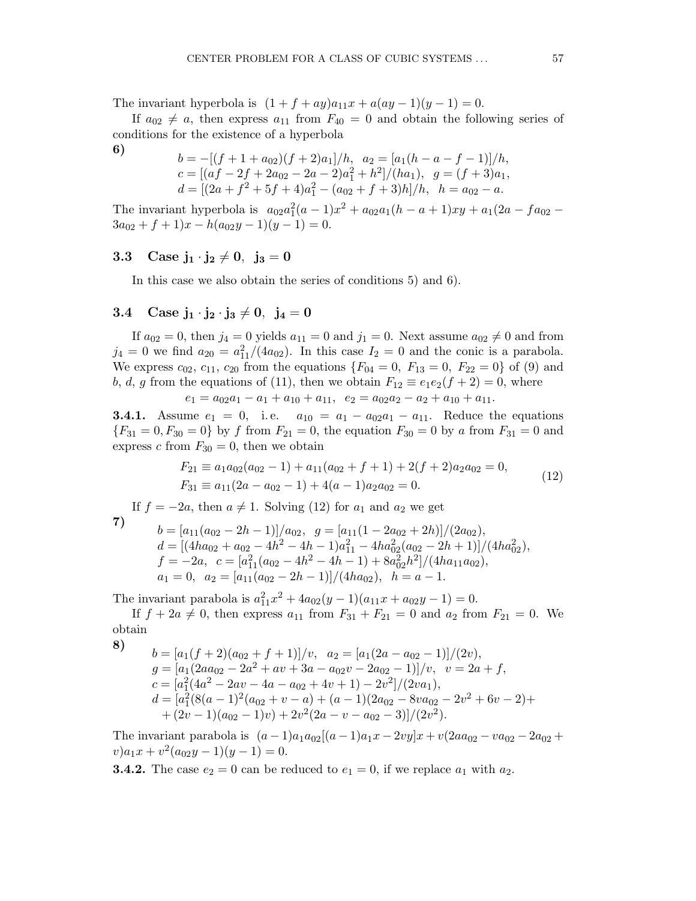The invariant hyperbola is $(1+f+ay)a_{11}x + a(ay-1)(y-1) = 0$.

If $a_{02} \neq a$, then express $a_{11}$ from $F_{40} = 0$ and obtain the following series of conditions for the existence of a hyperbola

**6)**
$$
\begin{aligned}
&b = -[(f+1+a_{02})(f+2)a_1]/h, \quad a_2 = [a_1(h-a-f-1)]/h,\\
&c = [(af-2f+2a_{02}-2a-2)a_1^2+h^2]/(ha_1), \quad g = (f+3)a_1,\\
&d = [(2a+f^2+5f+4)a_1^2-(a_{02}+f+3)h]/h, \quad h = a_{02}-a.
\end{aligned}
$$

The invariant hyperbola is $a_{02}a_1^2(a-1)x^2 + a_{02}a_1(h-a+1)xy + a_1(2a - fa_{02} - 3a_{02} + f + 1)x - h(a_{02}y-1)(y-1) = 0$.

## 3.3 Case $j_1 \cdot j_2 \neq 0$, $j_3 = 0$

In this case we also obtain the series of conditions 5) and 6).

## 3.4 Case $j_1 \cdot j_2 \cdot j_3 \neq 0$, $j_4 = 0$

If $a_{02} = 0$, then $j_4 = 0$ yields $a_{11} = 0$ and $j_1 = 0$. Next assume $a_{02} \neq 0$ and from $j_4 = 0$ we find $a_{20} = a_{11}^2/(4a_{02})$. In this case $I_2 = 0$ and the conic is a parabola. We express $c_{02}$, $c_{11}$, $c_{20}$ from the equations $\{F_{04} = 0,\ F_{13} = 0,\ F_{22} = 0\}$ of (9) and $b$, $d$, $g$ from the equations of (11), then we obtain $F_{12} \equiv e_1e_2(f+2) = 0$, where

$$
e_1 = a_{02}a_1 - a_1 + a_{10} + a_{11}, \quad e_2 = a_{02}a_2 - a_2 + a_{10} + a_{11}.
$$

**3.4.1.** Assume $e_1 = 0$, i.e. $a_{10} = a_1 - a_{02}a_1 - a_{11}$. Reduce the equations $\{F_{31} = 0, F_{30} = 0\}$ by $f$ from $F_{21} = 0$, the equation $F_{30} = 0$ by $a$ from $F_{31} = 0$ and express $c$ from $F_{30} = 0$, then we obtain

$$
\begin{aligned}
&F_{21} \equiv a_1a_{02}(a_{02}-1) + a_{11}(a_{02}+f+1) + 2(f+2)a_2a_{02} = 0,\\
&F_{31} \equiv a_{11}(2a-a_{02}-1) + 4(a-1)a_2a_{02} = 0.
\end{aligned}
\tag{12}
$$

If $f = -2a$, then $a \neq 1$. Solving (12) for $a_1$ and $a_2$ we get

**7)**
$$
\begin{aligned}
&b = [a_{11}(a_{02}-2h-1)]/a_{02}, \quad g = [a_{11}(1-2a_{02}+2h)]/(2a_{02}),\\
&d = [(4ha_{02}+a_{02}-4h^2-4h-1)a_{11}^2 - 4ha_{02}^2(a_{02}-2h+1)]/(4ha_{02}^2),\\
&f = -2a, \quad c = [a_{11}^2(a_{02}-4h^2-4h-1)+8a_{02}^2h^2]/(4ha_{11}a_{02}),\\
&a_1 = 0, \quad a_2 = [a_{11}(a_{02}-2h-1)]/(4ha_{02}), \quad h = a-1.
\end{aligned}
$$

The invariant parabola is $a_{11}^2x^2 + 4a_{02}(y-1)(a_{11}x + a_{02}y - 1) = 0$.

If $f + 2a \neq 0$, then express $a_{11}$ from $F_{31} + F_{21} = 0$ and $a_2$ from $F_{21} = 0$. We obtain

**8)**
$$
\begin{aligned}
&b = [a_1(f+2)(a_{02}+f+1)]/v, \quad a_2 = [a_1(2a-a_{02}-1)]/(2v),\\
&g = [a_1(2aa_{02}-2a^2+av+3a-a_{02}v-2a_{02}-1)]/v, \quad v = 2a+f,\\
&c = [a_1^2(4a^2-2av-4a-a_{02}+4v+1)-2v^2]/(2va_1),\\
&d = [a_1^2(8(a-1)^2(a_{02}+v-a)+(a-1)(2a_{02}-8va_{02}-2v^2+6v-2)+\\
&\quad +(2v-1)(a_{02}-1)v)+2v^2(2a-v-a_{02}-3)]/(2v^2).
\end{aligned}
$$

The invariant parabola is $(a-1)a_1a_{02}[(a-1)a_1x - 2vy]x + v(2aa_{02} - va_{02} - 2a_{02} + v)a_1x + v^2(a_{02}y-1)(y-1) = 0$.

**3.4.2.** The case $e_2 = 0$ can be reduced to $e_1 = 0$, if we replace $a_1$ with $a_2$.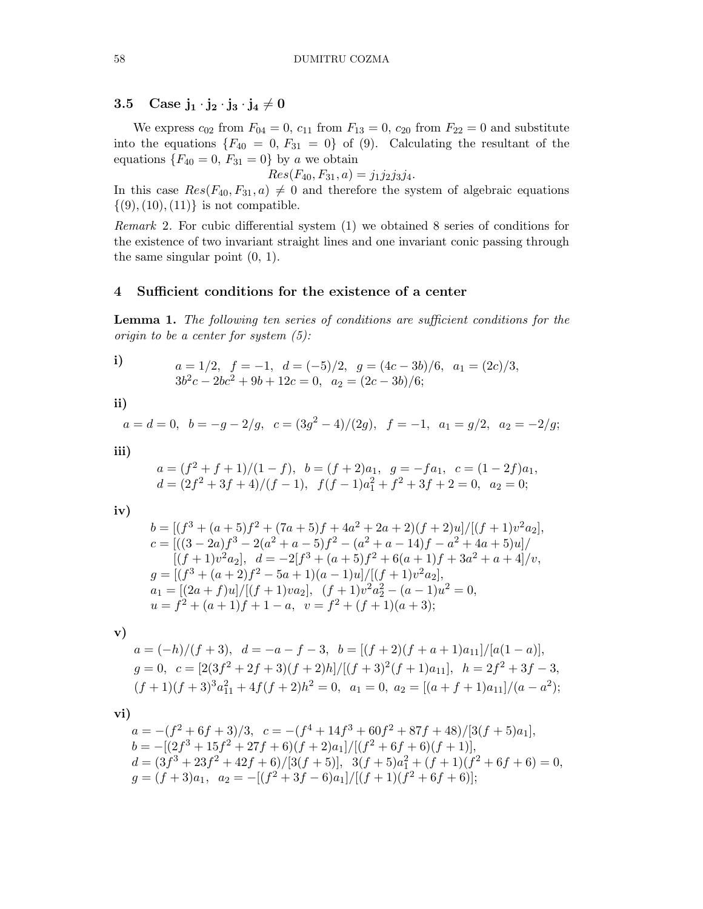### 3.5 Case $\mathbf{j_1 \cdot j_2 \cdot j_3 \cdot j_4 \neq 0}$

We express $c_{02}$ from $F_{04} = 0$, $c_{11}$ from $F_{13} = 0$, $c_{20}$ from $F_{22} = 0$ and substitute into the equations $\{F_{40} = 0, F_{31} = 0\}$ of (9). Calculating the resultant of the equations $\{F_{40} = 0, F_{31} = 0\}$ by $a$ we obtain

$$Res(F_{40}, F_{31}, a) = j_1 j_2 j_3 j_4.$$

In this case $Res(F_{40}, F_{31}, a) \neq 0$ and therefore the system of algebraic equations $\{(9), (10), (11)\}$ is not compatible.

*Remark* 2. For cubic differential system (1) we obtained 8 series of conditions for the existence of two invariant straight lines and one invariant conic passing through the same singular point $(0, 1)$.

## 4 Sufficient conditions for the existence of a center

**Lemma 1.** *The following ten series of conditions are sufficient conditions for the origin to be a center for system (5):*

**i)**

$$a = 1/2, \;\; f = -1, \;\; d = (-5)/2, \;\; g = (4c - 3b)/6, \;\; a_1 = (2c)/3,$$
$$3b^2c - 2bc^2 + 9b + 12c = 0, \;\; a_2 = (2c - 3b)/6;$$

**ii)**

$$a = d = 0, \;\; b = -g - 2/g, \;\; c = (3g^2 - 4)/(2g), \;\; f = -1, \;\; a_1 = g/2, \;\; a_2 = -2/g;$$

**iii)**

$$a = (f^2 + f + 1)/(1 - f), \;\; b = (f + 2)a_1, \;\; g = -fa_1, \;\; c = (1 - 2f)a_1,$$
$$d = (2f^2 + 3f + 4)/(f - 1), \;\; f(f - 1)a_1^2 + f^2 + 3f + 2 = 0, \;\; a_2 = 0;$$

**iv)**

$$b = [(f^3 + (a + 5)f^2 + (7a + 5)f + 4a^2 + 2a + 2)(f + 2)u]/[(f + 1)v^2 a_2],$$
$$c = [((3 - 2a)f^3 - 2(a^2 + a - 5)f^2 - (a^2 + a - 14)f - a^2 + 4a + 5)u]/$$
$$[(f + 1)v^2 a_2], \;\; d = -2[f^3 + (a + 5)f^2 + 6(a + 1)f + 3a^2 + a + 4]/v,$$
$$g = [(f^3 + (a + 2)f^2 - 5a + 1)(a - 1)u]/[(f + 1)v^2 a_2],$$
$$a_1 = [(2a + f)u]/[(f + 1)va_2], \;\; (f + 1)v^2 a_2^2 - (a - 1)u^2 = 0,$$
$$u = f^2 + (a + 1)f + 1 - a, \;\; v = f^2 + (f + 1)(a + 3);$$

**v)**

$$a = (-h)/(f + 3), \;\; d = -a - f - 3, \;\; b = [(f + 2)(f + a + 1)a_{11}]/[a(1 - a)],$$
$$g = 0, \;\; c = [2(3f^2 + 2f + 3)(f + 2)h]/[(f + 3)^2(f + 1)a_{11}], \;\; h = 2f^2 + 3f - 3,$$
$$(f + 1)(f + 3)^3 a_{11}^2 + 4f(f + 2)h^2 = 0, \;\; a_1 = 0, \;\; a_2 = [(a + f + 1)a_{11}]/(a - a^2);$$

**vi)**

$$a = -(f^2 + 6f + 3)/3, \;\; c = -(f^4 + 14f^3 + 60f^2 + 87f + 48)/[3(f + 5)a_1],$$
$$b = -[(2f^3 + 15f^2 + 27f + 6)(f + 2)a_1]/[(f^2 + 6f + 6)(f + 1)],$$
$$d = (3f^3 + 23f^2 + 42f + 6)/[3(f + 5)], \;\; 3(f + 5)a_1^2 + (f + 1)(f^2 + 6f + 6) = 0,$$
$$g = (f + 3)a_1, \;\; a_2 = -[(f^2 + 3f - 6)a_1]/[(f + 1)(f^2 + 6f + 6)];$$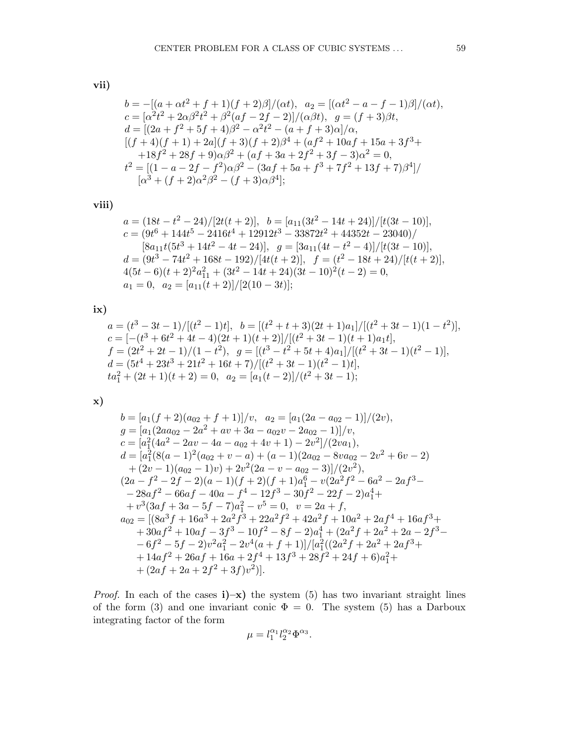**vii)**

$$
\begin{aligned}
&b = -[(a + \alpha t^2 + f + 1)(f + 2)\beta]/(\alpha t), \;\; a_2 = [(\alpha t^2 - a - f - 1)\beta]/(\alpha t),\\
&c = [\alpha^2 t^2 + 2\alpha\beta^2 t^2 + \beta^2(af - 2f - 2)]/(\alpha\beta t), \;\; g = (f + 3)\beta t,\\
&d = [(2a + f^2 + 5f + 4)\beta^2 - \alpha^2 t^2 - (a + f + 3)\alpha]/\alpha,\\
&[(f + 4)(f + 1) + 2a](f + 3)(f + 2)\beta^4 + (af^2 + 10af + 15a + 3f^3 +\\
&\quad + 18f^2 + 28f + 9)\alpha\beta^2 + (af + 3a + 2f^2 + 3f - 3)\alpha^2 = 0,\\
&t^2 = [(1 - a - 2f - f^2)\alpha\beta^2 - (3af + 5a + f^3 + 7f^2 + 13f + 7)\beta^4]/\\
&\quad [\alpha^3 + (f + 2)\alpha^2\beta^2 - (f + 3)\alpha\beta^4];
\end{aligned}
$$

**viii)**

$$
\begin{aligned}
&a = (18t - t^2 - 24)/[2t(t + 2)], \;\; b = [a_{11}(3t^2 - 14t + 24)]/[t(3t - 10)],\\
&c = (9t^6 + 144t^5 - 2416t^4 + 12912t^3 - 33872t^2 + 44352t - 23040)/\\
&\quad\quad [8a_{11}t(5t^3 + 14t^2 - 4t - 24)], \;\; g = [3a_{11}(4t - t^2 - 4)]/[t(3t - 10)],\\
&d = (9t^3 - 74t^2 + 168t - 192)/[4t(t + 2)], \;\; f = (t^2 - 18t + 24)/[t(t + 2)],\\
&4(5t - 6)(t + 2)^2 a_{11}^2 + (3t^2 - 14t + 24)(3t - 10)^2(t - 2) = 0,\\
&a_1 = 0, \;\; a_2 = [a_{11}(t + 2)]/[2(10 - 3t)];
\end{aligned}
$$

**ix)**

$$
\begin{aligned}
&a = (t^3 - 3t - 1)/[(t^2 - 1)t], \;\; b = [(t^2 + t + 3)(2t + 1)a_1]/[(t^2 + 3t - 1)(1 - t^2)],\\
&c = [-(t^3 + 6t^2 + 4t - 4)(2t + 1)(t + 2)]/[(t^2 + 3t - 1)(t + 1)a_1 t],\\
&f = (2t^2 + 2t - 1)/(1 - t^2), \;\; g = [(t^3 - t^2 + 5t + 4)a_1]/[(t^2 + 3t - 1)(t^2 - 1)],\\
&d = (5t^4 + 23t^3 + 21t^2 + 16t + 7)/[(t^2 + 3t - 1)(t^2 - 1)t],\\
&ta_1^2 + (2t + 1)(t + 2) = 0, \;\; a_2 = [a_1(t - 2)]/(t^2 + 3t - 1);
\end{aligned}
$$

**x)**

$$
\begin{aligned}
&b = [a_1(f + 2)(a_{02} + f + 1)]/v, \;\; a_2 = [a_1(2a - a_{02} - 1)]/(2v),\\
&g = [a_1(2aa_{02} - 2a^2 + av + 3a - a_{02}v - 2a_{02} - 1)]/v,\\
&c = [a_1^2(4a^2 - 2av - 4a - a_{02} + 4v + 1) - 2v^2]/(2va_1),\\
&d = [a_1^2(8(a - 1)^2(a_{02} + v - a) + (a - 1)(2a_{02} - 8va_{02} - 2v^2 + 6v - 2)\\
&\quad + (2v - 1)(a_{02} - 1)v) + 2v^2(2a - v - a_{02} - 3)]/(2v^2),\\
&(2a - f^2 - 2f - 2)(a - 1)(f + 2)(f + 1)a_1^6 - v(2a^2f^2 - 6a^2 - 2af^3 -\\
&\quad - 28af^2 - 66af - 40a - f^4 - 12f^3 - 30f^2 - 22f - 2)a_1^4 +\\
&\quad + v^3(3af + 3a - 5f - 7)a_1^2 - v^5 = 0, \;\; v = 2a + f,\\
&a_{02} = [(8a^3f + 16a^3 + 2a^2f^3 + 22a^2f^2 + 42a^2f + 10a^2 + 2af^4 + 16af^3 +\\
&\quad + 30af^2 + 10af - 3f^3 - 10f^2 - 8f - 2)a_1^4 + (2a^2f + 2a^2 + 2a - 2f^3 -\\
&\quad - 6f^2 - 5f - 2)v^2a_1^2 - 2v^4(a + f + 1)]/[a_1^2((2a^2f + 2a^2 + 2af^3 +\\
&\quad + 14af^2 + 26af + 16a + 2f^4 + 13f^3 + 28f^2 + 24f + 6)a_1^2 +\\
&\quad + (2af + 2a + 2f^2 + 3f)v^2)].
\end{aligned}
$$

*Proof.* In each of the cases **i)–x)** the system (5) has two invariant straight lines of the form (3) and one invariant conic $\Phi = 0$. The system (5) has a Darboux integrating factor of the form

$$\mu = l_1^{\alpha_1} l_2^{\alpha_2} \Phi^{\alpha_3}.$$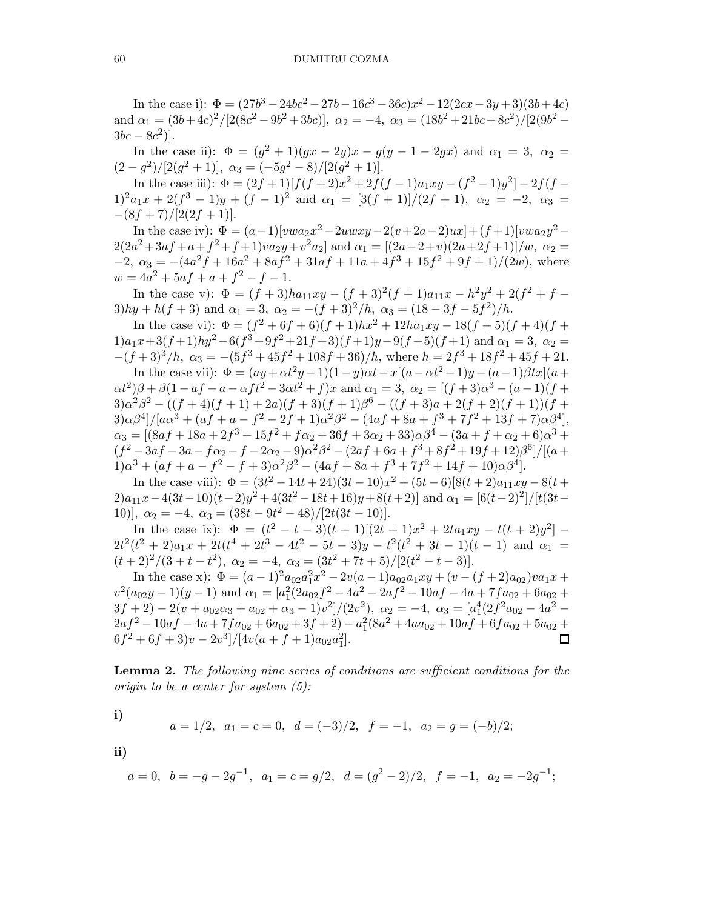In the case i): $\Phi = (27b^3 - 24bc^2 - 27b - 16c^3 - 36c)x^2 - 12(2cx - 3y + 3)(3b + 4c)$ and $\alpha_1 = (3b+4c)^2/[2(8c^2 - 9b^2 + 3bc)]$, $\alpha_2 = -4$, $\alpha_3 = (18b^2 + 21bc + 8c^2)/[2(9b^2 - 3bc - 8c^2)]$.

In the case ii): $\Phi = (g^2 + 1)(gx - 2y)x - g(y - 1 - 2gx)$ and $\alpha_1 = 3$, $\alpha_2 = (2 - g^2)/[2(g^2 + 1)]$, $\alpha_3 = (-5g^2 - 8)/[2(g^2 + 1)]$.

In the case iii): $\Phi = (2f + 1)[f(f + 2)x^2 + 2f(f - 1)a_1xy - (f^2 - 1)y^2] - 2f(f - 1)^2a_1x + 2(f^3 - 1)y + (f - 1)^2$ and $\alpha_1 = [3(f + 1)]/(2f + 1)$, $\alpha_2 = -2$, $\alpha_3 = -(8f + 7)/[2(2f + 1)]$.

In the case iv): $\Phi = (a-1)[vwa_2x^2 - 2uwxy - 2(v+2a-2)ux] + (f+1)[vwa_2y^2 - 2(2a^2 + 3af + a + f^2 + f + 1)va_2y + v^2a_2]$ and $\alpha_1 = [(2a-2+v)(2a+2f+1)]/w$, $\alpha_2 = -2$, $\alpha_3 = -(4a^2f + 16a^2 + 8af^2 + 31af + 11a + 4f^3 + 15f^2 + 9f + 1)/(2w)$, where $w = 4a^2 + 5af + a + f^2 - f - 1$.

In the case v): $\Phi = (f + 3)ha_{11}xy - (f + 3)^2(f + 1)a_{11}x - h^2y^2 + 2(f^2 + f - 3)hy + h(f + 3)$ and $\alpha_1 = 3$, $\alpha_2 = -(f + 3)^2/h$, $\alpha_3 = (18 - 3f - 5f^2)/h$.

In the case vi): $\Phi = (f^2 + 6f + 6)(f + 1)hx^2 + 12ha_1xy - 18(f + 5)(f + 4)(f + 1)a_1x + 3(f+1)hy^2 - 6(f^3 + 9f^2 + 21f + 3)(f+1)y - 9(f+5)(f+1)$ and $\alpha_1 = 3$, $\alpha_2 = -(f + 3)^3/h$, $\alpha_3 = -(5f^3 + 45f^2 + 108f + 36)/h$, where $h = 2f^3 + 18f^2 + 45f + 21$.

In the case vii): $\Phi = (ay + \alpha t^2y - 1)(1 - y)\alpha t - x[(a - \alpha t^2 - 1)y - (a - 1)\beta tx](a + \alpha t^2)\beta + \beta(1 - af - a - \alpha ft^2 - 3\alpha t^2 + f)x$ and $\alpha_1 = 3$, $\alpha_2 = [(f + 3)\alpha^3 - (a - 1)(f + 3)\alpha^2\beta^2 - ((f + 4)(f + 1) + 2a)(f + 3)(f + 1)\beta^6 - ((f + 3)a + 2(f + 2)(f + 1))(f + 3)\alpha\beta^4]/[a\alpha^3 + (af + a - f^2 - 2f + 1)\alpha^2\beta^2 - (4af + 8a + f^3 + 7f^2 + 13f + 7)\alpha\beta^4]$, $\alpha_3 = [(8af + 18a + 2f^3 + 15f^2 + f\alpha_2 + 36f + 3\alpha_2 + 33)\alpha\beta^4 - (3a + f + \alpha_2 + 6)\alpha^3 + (f^2 - 3af - 3a - f\alpha_2 - f - 2\alpha_2 - 9)\alpha^2\beta^2 - (2af + 6a + f^3 + 8f^2 + 19f + 12)\beta^6]/[(a + 1)\alpha^3 + (af + a - f^2 - f + 3)\alpha^2\beta^2 - (4af + 8a + f^3 + 7f^2 + 14f + 10)\alpha\beta^4]$.

In the case viii): $\Phi = (3t^2 - 14t + 24)(3t - 10)x^2 + (5t - 6)[8(t + 2)a_{11}xy - 8(t + 2)a_{11}x - 4(3t - 10)(t - 2)y^2 + 4(3t^2 - 18t + 16)y + 8(t + 2)]$ and $\alpha_1 = [6(t - 2)^2]/[t(3t - 10)]$, $\alpha_2 = -4$, $\alpha_3 = (38t - 9t^2 - 48)/[2t(3t - 10)]$.

In the case ix): $\Phi = (t^2 - t - 3)(t + 1)[(2t + 1)x^2 + 2ta_1xy - t(t + 2)y^2] - 2t^2(t^2 + 2)a_1x + 2t(t^4 + 2t^3 - 4t^2 - 5t - 3)y - t^2(t^2 + 3t - 1)(t - 1)$ and $\alpha_1 = (t + 2)^2/(3 + t - t^2)$, $\alpha_2 = -4$, $\alpha_3 = (3t^2 + 7t + 5)/[2(t^2 - t - 3)]$.

In the case x): $\Phi = (a - 1)^2a_{02}a_1^2x^2 - 2v(a - 1)a_{02}a_1xy + (v - (f + 2)a_{02})va_1x + v^2(a_{02}y - 1)(y - 1)$ and $\alpha_1 = [a_1^2(2a_{02}f^2 - 4a^2 - 2af^2 - 10af - 4a + 7fa_{02} + 6a_{02} + 3f + 2) - 2(v + a_{02}\alpha_3 + a_{02} + \alpha_3 - 1)v^2]/(2v^2)$, $\alpha_2 = -4$, $\alpha_3 = [a_1^4(2f^2a_{02} - 4a^2 - 2af^2 - 10af - 4a + 7fa_{02} + 6a_{02} + 3f + 2) - a_1^2(8a^2 + 4aa_{02} + 10af + 6fa_{02} + 5a_{02} + 6f^2 + 6f + 3)v - 2v^3]/[4v(a + f + 1)a_{02}a_1^2]$. ☐

**Lemma 2.** *The following nine series of conditions are sufficient conditions for the origin to be a center for system (5):*

**i)**
$$a = 1/2,\ \ a_1 = c = 0,\ \ d = (-3)/2,\ \ f = -1,\ \ a_2 = g = (-b)/2;$$

**ii)**
$$a = 0,\ \ b = -g - 2g^{-1},\ \ a_1 = c = g/2,\ \ d = (g^2 - 2)/2,\ \ f = -1,\ \ a_2 = -2g^{-1};$$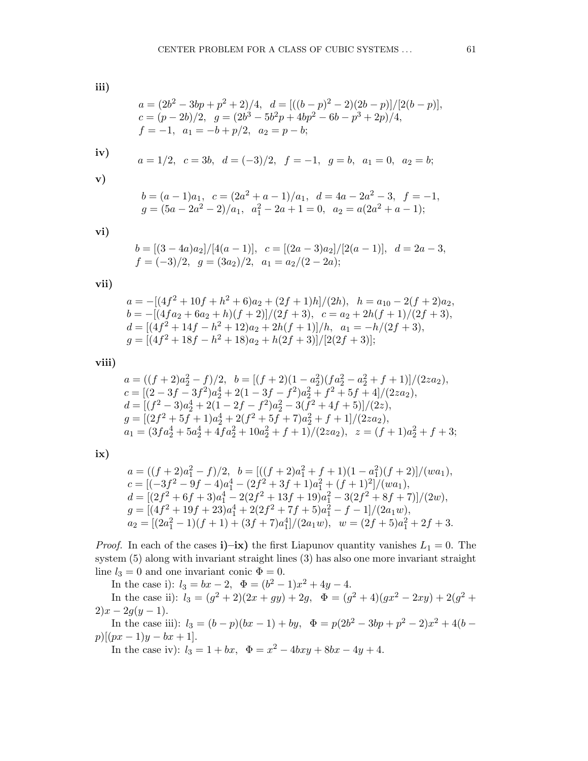**iii)**

$$
\begin{aligned}
&a = (2b^2 - 3bp + p^2 + 2)/4, \quad d = [((b-p)^2 - 2)(2b - p)]/[2(b-p)],\\
&c = (p - 2b)/2, \quad g = (2b^3 - 5b^2 p + 4bp^2 - 6b - p^3 + 2p)/4,\\
&f = -1, \quad a_1 = -b + p/2, \quad a_2 = p - b;
\end{aligned}
$$

**iv)**

$$
a = 1/2, \quad c = 3b, \quad d = (-3)/2, \quad f = -1, \quad g = b, \quad a_1 = 0, \quad a_2 = b;
$$

**v)**

$$
\begin{aligned}
&b = (a-1)a_1, \quad c = (2a^2 + a - 1)/a_1, \quad d = 4a - 2a^2 - 3, \quad f = -1,\\
&g = (5a - 2a^2 - 2)/a_1, \quad a_1^2 - 2a + 1 = 0, \quad a_2 = a(2a^2 + a - 1);
\end{aligned}
$$

**vi)**

$$
\begin{aligned}
&b = [(3 - 4a)a_2]/[4(a-1)], \quad c = [(2a - 3)a_2]/[2(a-1)], \quad d = 2a - 3,\\
&f = (-3)/2, \quad g = (3a_2)/2, \quad a_1 = a_2/(2 - 2a);
\end{aligned}
$$

**vii)**

$$
\begin{aligned}
&a = -[(4f^2 + 10f + h^2 + 6)a_2 + (2f+1)h]/(2h), \quad h = a_{10} - 2(f+2)a_2,\\
&b = -[(4fa_2 + 6a_2 + h)(f+2)]/(2f+3), \quad c = a_2 + 2h(f+1)/(2f+3),\\
&d = [(4f^2 + 14f - h^2 + 12)a_2 + 2h(f+1)]/h, \quad a_1 = -h/(2f+3),\\
&g = [(4f^2 + 18f - h^2 + 18)a_2 + h(2f+3)]/[2(2f+3)];
\end{aligned}
$$

**viii)**

$$
\begin{aligned}
&a = ((f+2)a_2^2 - f)/2, \quad b = [(f+2)(1 - a_2^2)(fa_2^2 - a_2^2 + f + 1)]/(2za_2),\\
&c = [(2 - 3f - 3f^2)a_2^4 + 2(1 - 3f - f^2)a_2^2 + f^2 + 5f + 4]/(2za_2),\\
&d = [(f^2 - 3)a_2^4 + 2(1 - 2f - f^2)a_2^2 - 3(f^2 + 4f + 5)]/(2z),\\
&g = [(2f^2 + 5f + 1)a_2^4 + 2(f^2 + 5f + 7)a_2^2 + f + 1]/(2za_2),\\
&a_1 = (3fa_2^4 + 5a_2^4 + 4fa_2^2 + 10a_2^2 + f + 1)/(2za_2), \quad z = (f+1)a_2^2 + f + 3;
\end{aligned}
$$

**ix)**

$$
\begin{aligned}
&a = ((f+2)a_1^2 - f)/2, \quad b = [((f+2)a_1^2 + f + 1)(1 - a_1^2)(f+2)]/(wa_1),\\
&c = [(-3f^2 - 9f - 4)a_1^4 - (2f^2 + 3f + 1)a_1^2 + (f+1)^2]/(wa_1),\\
&d = [(2f^2 + 6f + 3)a_1^4 - 2(2f^2 + 13f + 19)a_1^2 - 3(2f^2 + 8f + 7)]/(2w),\\
&g = [(4f^2 + 19f + 23)a_1^4 + 2(2f^2 + 7f + 5)a_1^2 - f - 1]/(2a_1 w),\\
&a_2 = [(2a_1^2 - 1)(f+1) + (3f+7)a_1^4]/(2a_1 w), \quad w = (2f+5)a_1^2 + 2f + 3.
\end{aligned}
$$

*Proof.* In each of the cases **i)**–**ix)** the first Liapunov quantity vanishes $L_1 = 0$. The system (5) along with invariant straight lines (3) has also one more invariant straight line $l_3 = 0$ and one invariant conic $\Phi = 0$.

In the case i): $l_3 = bx - 2$, $\Phi = (b^2 - 1)x^2 + 4y - 4$.

In the case ii): $l_3 = (g^2 + 2)(2x + gy) + 2g$, $\Phi = (g^2 + 4)(gx^2 - 2xy) + 2(g^2 + 2)x - 2g(y - 1)$.

In the case iii): $l_3 = (b - p)(bx - 1) + by$, $\Phi = p(2b^2 - 3bp + p^2 - 2)x^2 + 4(b - p)[(px - 1)y - bx + 1]$.

In the case iv): $l_3 = 1 + bx$, $\Phi = x^2 - 4bxy + 8bx - 4y + 4$.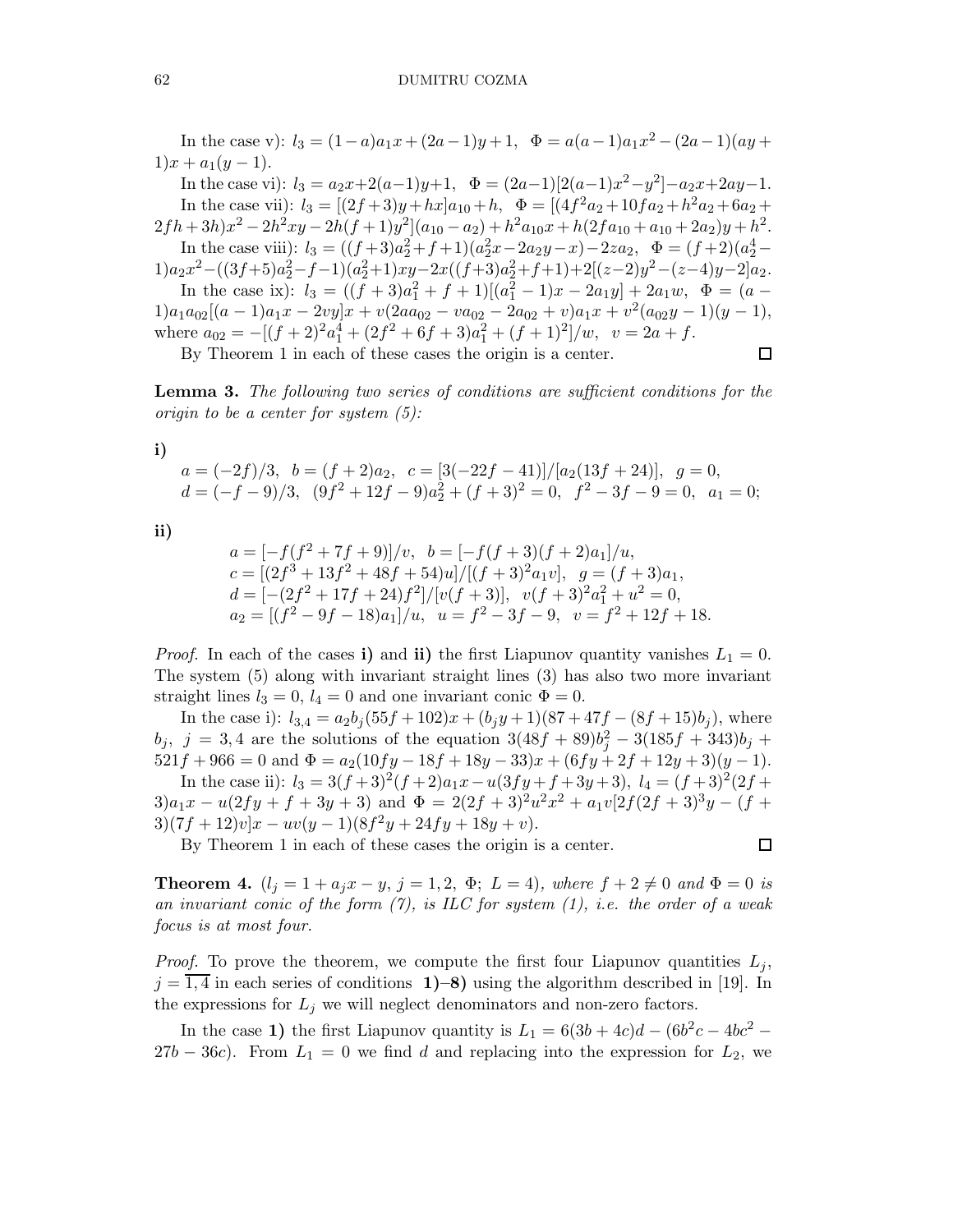In the case v): $l_3 = (1-a)a_1x + (2a-1)y + 1$, $\Phi = a(a-1)a_1x^2 - (2a-1)(ay + 1)x + a_1(y-1)$.

In the case vi): $l_3 = a_2x + 2(a-1)y + 1$, $\Phi = (2a-1)[2(a-1)x^2 - y^2] - a_2x + 2ay - 1$.

In the case vii): $l_3 = [(2f+3)y + hx]a_{10} + h$, $\Phi = [(4f^2a_2 + 10fa_2 + h^2a_2 + 6a_2 + 2fh + 3h)x^2 - 2h^2xy - 2h(f+1)y^2](a_{10} - a_2) + h^2a_{10}x + h(2fa_{10} + a_{10} + 2a_2)y + h^2$.

In the case viii): $l_3 = ((f+3)a_2^2 + f + 1)(a_2^2x - 2a_2y - x) - 2za_2$, $\Phi = (f+2)(a_2^4 - 1)a_2x^2 - ((3f+5)a_2^2 - f - 1)(a_2^2+1)xy - 2x((f+3)a_2^2 + f + 1) + 2[(z-2)y^2 - (z-4)y - 2]a_2$.

In the case ix): $l_3 = ((f+3)a_1^2 + f + 1)[(a_1^2 - 1)x - 2a_1y] + 2a_1w$, $\Phi = (a-1)a_1a_{02}[(a-1)a_1x - 2vy]x + v(2aa_{02} - va_{02} - 2a_{02} + v)a_1x + v^2(a_{02}y - 1)(y-1)$, where $a_{02} = -[(f+2)^2a_1^4 + (2f^2 + 6f + 3)a_1^2 + (f+1)^2]/w$, $v = 2a + f$.

By Theorem 1 in each of these cases the origin is a center. □

**Lemma 3.** *The following two series of conditions are sufficient conditions for the origin to be a center for system (5):*

**i)**

$$a = (-2f)/3,\ \ b = (f+2)a_2,\ \ c = [3(-22f - 41)]/[a_2(13f + 24)],\ \ g = 0,$$
$$d = (-f-9)/3,\ \ (9f^2 + 12f - 9)a_2^2 + (f+3)^2 = 0,\ \ f^2 - 3f - 9 = 0,\ \ a_1 = 0;$$

**ii)**

$$a = [-f(f^2 + 7f + 9)]/v,\ \ b = [-f(f+3)(f+2)a_1]/u,$$
$$c = [(2f^3 + 13f^2 + 48f + 54)u]/[(f+3)^2a_1v],\ \ g = (f+3)a_1,$$
$$d = [-(2f^2 + 17f + 24)f^2]/[v(f+3)],\ \ v(f+3)^2a_1^2 + u^2 = 0,$$
$$a_2 = [(f^2 - 9f - 18)a_1]/u,\ \ u = f^2 - 3f - 9,\ \ v = f^2 + 12f + 18.$$

*Proof.* In each of the cases **i)** and **ii)** the first Liapunov quantity vanishes $L_1 = 0$. The system (5) along with invariant straight lines (3) has also two more invariant straight lines $l_3 = 0$, $l_4 = 0$ and one invariant conic $\Phi = 0$.

In the case i): $l_{3,4} = a_2b_j(55f + 102)x + (b_jy + 1)(87 + 47f - (8f+15)b_j)$, where $b_j$, $j = 3,4$ are the solutions of the equation $3(48f + 89)b_j^2 - 3(185f + 343)b_j + 521f + 966 = 0$ and $\Phi = a_2(10fy - 18f + 18y - 33)x + (6fy + 2f + 12y + 3)(y-1)$.

In the case ii): $l_3 = 3(f+3)^2(f+2)a_1x - u(3fy + f + 3y + 3)$, $l_4 = (f+3)^2(2f + 3)a_1x - u(2fy + f + 3y + 3)$ and $\Phi = 2(2f+3)^2u^2x^2 + a_1v[2f(2f+3)^3y - (f+3)(7f+12)v]x - uv(y-1)(8f^2y + 24fy + 18y + v)$.

By Theorem 1 in each of these cases the origin is a center. □

**Theorem 4.** *$(l_j = 1 + a_jx - y,\ j = 1,2,\ \Phi;\ L = 4)$, where $f + 2 \neq 0$ and $\Phi = 0$ is an invariant conic of the form (7), is ILC for system (1), i.e. the order of a weak focus is at most four.*

*Proof.* To prove the theorem, we compute the first four Liapunov quantities $L_j$, $j = \overline{1,4}$ in each series of conditions **1)**–**8)** using the algorithm described in [19]. In the expressions for $L_j$ we will neglect denominators and non-zero factors.

In the case **1)** the first Liapunov quantity is $L_1 = 6(3b + 4c)d - (6b^2c - 4bc^2 - 27b - 36c)$. From $L_1 = 0$ we find $d$ and replacing into the expression for $L_2$, we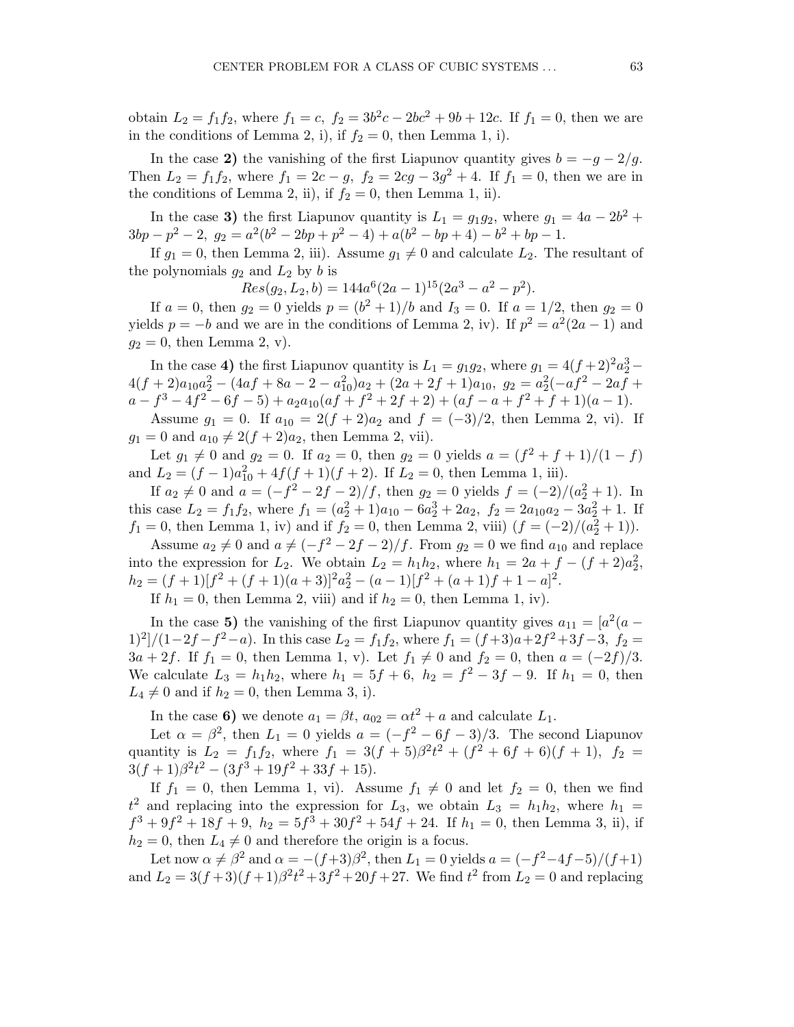obtain $L_2 = f_1 f_2$, where $f_1 = c$, $f_2 = 3b^2c - 2bc^2 + 9b + 12c$. If $f_1 = 0$, then we are in the conditions of Lemma 2, i), if $f_2 = 0$, then Lemma 1, i).

In the case **2)** the vanishing of the first Liapunov quantity gives $b = -g - 2/g$. Then $L_2 = f_1 f_2$, where $f_1 = 2c - g$, $f_2 = 2cg - 3g^2 + 4$. If $f_1 = 0$, then we are in the conditions of Lemma 2, ii), if $f_2 = 0$, then Lemma 1, ii).

In the case **3)** the first Liapunov quantity is $L_1 = g_1 g_2$, where $g_1 = 4a - 2b^2 + 3bp - p^2 - 2$, $g_2 = a^2(b^2 - 2bp + p^2 - 4) + a(b^2 - bp + 4) - b^2 + bp - 1$.

If $g_1 = 0$, then Lemma 2, iii). Assume $g_1 \neq 0$ and calculate $L_2$. The resultant of the polynomials $g_2$ and $L_2$ by $b$ is

$$Res(g_2, L_2, b) = 144a^6(2a - 1)^{15}(2a^3 - a^2 - p^2).$$

If $a = 0$, then $g_2 = 0$ yields $p = (b^2 + 1)/b$ and $I_3 = 0$. If $a = 1/2$, then $g_2 = 0$ yields $p = -b$ and we are in the conditions of Lemma 2, iv). If $p^2 = a^2(2a - 1)$ and $g_2 = 0$, then Lemma 2, v).

In the case **4)** the first Liapunov quantity is $L_1 = g_1 g_2$, where $g_1 = 4(f+2)^2a_2^3 - 4(f+2)a_{10}a_2^2 - (4af + 8a - 2 - a_{10}^2)a_2 + (2a + 2f + 1)a_{10}$, $g_2 = a_2^2(-af^2 - 2af + a - f^3 - 4f^2 - 6f - 5) + a_2 a_{10}(af + f^2 + 2f + 2) + (af - a + f^2 + f + 1)(a - 1)$.

Assume $g_1 = 0$. If $a_{10} = 2(f + 2)a_2$ and $f = (-3)/2$, then Lemma 2, vi). If $g_1 = 0$ and $a_{10} \neq 2(f + 2)a_2$, then Lemma 2, vii).

Let $g_1 \neq 0$ and $g_2 = 0$. If $a_2 = 0$, then $g_2 = 0$ yields $a = (f^2 + f + 1)/(1 - f)$ and $L_2 = (f - 1)a_{10}^2 + 4f(f + 1)(f + 2)$. If $L_2 = 0$, then Lemma 1, iii).

If $a_2 \neq 0$ and $a = (-f^2 - 2f - 2)/f$, then $g_2 = 0$ yields $f = (-2)/(a_2^2 + 1)$. In this case $L_2 = f_1 f_2$, where $f_1 = (a_2^2 + 1)a_{10} - 6a_2^3 + 2a_2$, $f_2 = 2a_{10}a_2 - 3a_2^2 + 1$. If $f_1 = 0$, then Lemma 1, iv) and if $f_2 = 0$, then Lemma 2, viii) ($f = (-2)/(a_2^2 + 1)$).

Assume $a_2 \neq 0$ and $a \neq (-f^2 - 2f - 2)/f$. From $g_2 = 0$ we find $a_{10}$ and replace into the expression for $L_2$. We obtain $L_2 = h_1 h_2$, where $h_1 = 2a + f - (f + 2)a_2^2$, $h_2 = (f + 1)[f^2 + (f + 1)(a + 3)]^2 a_2^2 - (a - 1)[f^2 + (a + 1)f + 1 - a]^2$.

If $h_1 = 0$, then Lemma 2, viii) and if $h_2 = 0$, then Lemma 1, iv).

In the case **5)** the vanishing of the first Liapunov quantity gives $a_{11} = [a^2(a - 1)^2]/(1 - 2f - f^2 - a)$. In this case $L_2 = f_1 f_2$, where $f_1 = (f + 3)a + 2f^2 + 3f - 3$, $f_2 = 3a + 2f$. If $f_1 = 0$, then Lemma 1, v). Let $f_1 \neq 0$ and $f_2 = 0$, then $a = (-2f)/3$. We calculate $L_3 = h_1 h_2$, where $h_1 = 5f + 6$, $h_2 = f^2 - 3f - 9$. If $h_1 = 0$, then $L_4 \neq 0$ and if $h_2 = 0$, then Lemma 3, i).

In the case **6)** we denote $a_1 = \beta t$, $a_{02} = \alpha t^2 + a$ and calculate $L_1$.

Let $\alpha = \beta^2$, then $L_1 = 0$ yields $a = (-f^2 - 6f - 3)/3$. The second Liapunov quantity is $L_2 = f_1 f_2$, where $f_1 = 3(f + 5)\beta^2 t^2 + (f^2 + 6f + 6)(f + 1)$, $f_2 = 3(f + 1)\beta^2 t^2 - (3f^3 + 19f^2 + 33f + 15)$.

If $f_1 = 0$, then Lemma 1, vi). Assume $f_1 \neq 0$ and let $f_2 = 0$, then we find $t^2$ and replacing into the expression for $L_3$, we obtain $L_3 = h_1 h_2$, where $h_1 = f^3 + 9f^2 + 18f + 9$, $h_2 = 5f^3 + 30f^2 + 54f + 24$. If $h_1 = 0$, then Lemma 3, ii), if $h_2 = 0$, then $L_4 \neq 0$ and therefore the origin is a focus.

Let now $\alpha \neq \beta^2$ and $\alpha = -(f+3)\beta^2$, then $L_1 = 0$ yields $a = (-f^2 - 4f - 5)/(f + 1)$ and $L_2 = 3(f + 3)(f + 1)\beta^2 t^2 + 3f^2 + 20f + 27$. We find $t^2$ from $L_2 = 0$ and replacing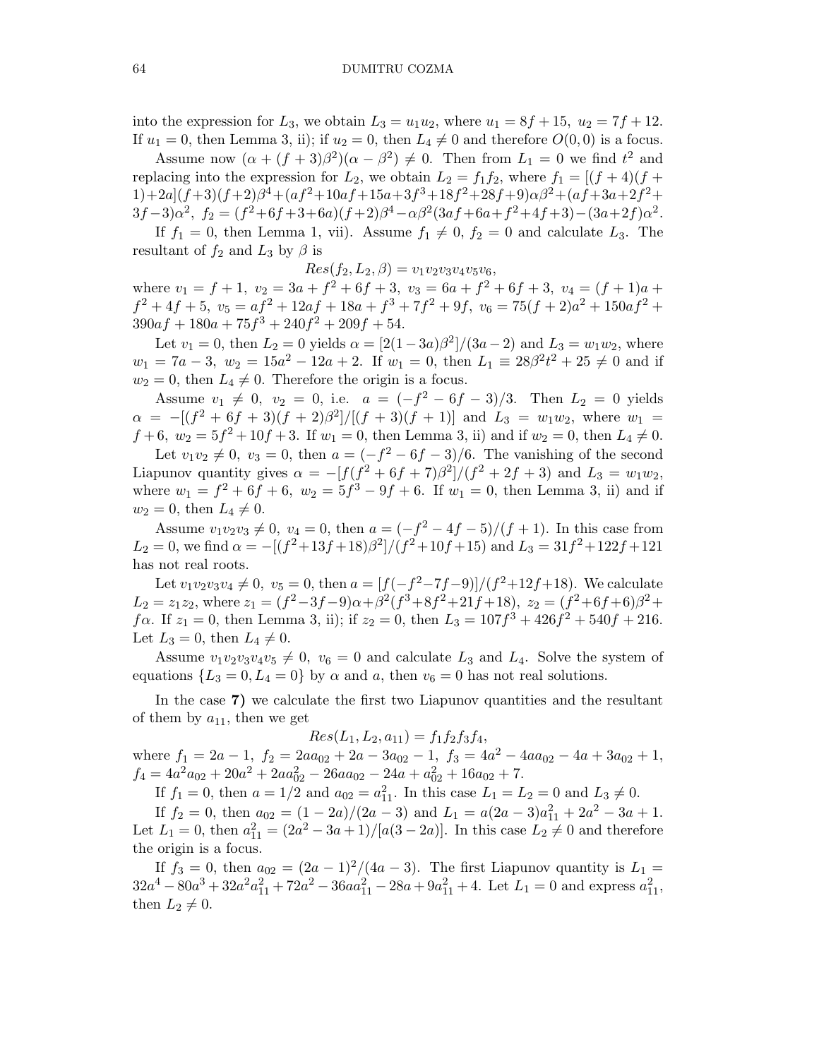into the expression for $L_3$, we obtain $L_3 = u_1u_2$, where $u_1 = 8f+15,\ u_2 = 7f+12$. If $u_1 = 0$, then Lemma 3, ii); if $u_2 = 0$, then $L_4 \neq 0$ and therefore $O(0,0)$ is a focus.

Assume now $(\alpha + (f+3)\beta^2)(\alpha - \beta^2) \neq 0$. Then from $L_1 = 0$ we find $t^2$ and replacing into the expression for $L_2$, we obtain $L_2 = f_1f_2$, where $f_1 = [(f+4)(f+1)+2a](f+3)(f+2)\beta^4 + (af^2+10af+15a+3f^3+18f^2+28f+9)\alpha\beta^2 + (af+3a+2f^2+3f-3)\alpha^2$, $f_2 = (f^2+6f+3+6a)(f+2)\beta^4 - \alpha\beta^2(3af+6a+f^2+4f+3) - (3a+2f)\alpha^2$.

If $f_1 = 0$, then Lemma 1, vii). Assume $f_1 \neq 0,\ f_2 = 0$ and calculate $L_3$. The resultant of $f_2$ and $L_3$ by $\beta$ is

$$Res(f_2, L_2, \beta) = v_1v_2v_3v_4v_5v_6,$$

where $v_1 = f+1,\ v_2 = 3a+f^2+6f+3,\ v_3 = 6a+f^2+6f+3,\ v_4 = (f+1)a + f^2+4f+5,\ v_5 = af^2+12af+18a+f^3+7f^2+9f,\ v_6 = 75(f+2)a^2+150af^2+390af+180a+75f^3+240f^2+209f+54$.

Let $v_1 = 0$, then $L_2 = 0$ yields $\alpha = [2(1-3a)\beta^2]/(3a-2)$ and $L_3 = w_1w_2$, where $w_1 = 7a-3,\ w_2 = 15a^2-12a+2$. If $w_1 = 0$, then $L_1 \equiv 28\beta^2t^2+25 \neq 0$ and if $w_2 = 0$, then $L_4 \neq 0$. Therefore the origin is a focus.

Assume $v_1 \neq 0,\ v_2 = 0$, i.e. $a = (-f^2-6f-3)/3$. Then $L_2 = 0$ yields $\alpha = -[(f^2+6f+3)(f+2)\beta^2]/[(f+3)(f+1)]$ and $L_3 = w_1w_2$, where $w_1 = f+6,\ w_2 = 5f^2+10f+3$. If $w_1 = 0$, then Lemma 3, ii) and if $w_2 = 0$, then $L_4 \neq 0$.

Let $v_1v_2 \neq 0,\ v_3 = 0$, then $a = (-f^2-6f-3)/6$. The vanishing of the second Liapunov quantity gives $\alpha = -[f(f^2+6f+7)\beta^2]/(f^2+2f+3)$ and $L_3 = w_1w_2$, where $w_1 = f^2+6f+6,\ w_2 = 5f^3-9f+6$. If $w_1 = 0$, then Lemma 3, ii) and if $w_2 = 0$, then $L_4 \neq 0$.

Assume $v_1v_2v_3 \neq 0,\ v_4 = 0$, then $a = (-f^2-4f-5)/(f+1)$. In this case from $L_2 = 0$, we find $\alpha = -[(f^2+13f+18)\beta^2]/(f^2+10f+15)$ and $L_3 = 31f^2+122f+121$ has not real roots.

Let $v_1v_2v_3v_4 \neq 0,\ v_5 = 0$, then $a = [f(-f^2-7f-9)]/(f^2+12f+18)$. We calculate $L_2 = z_1z_2$, where $z_1 = (f^2-3f-9)\alpha + \beta^2(f^3+8f^2+21f+18),\ z_2 = (f^2+6f+6)\beta^2 + f\alpha$. If $z_1 = 0$, then Lemma 3, ii); if $z_2 = 0$, then $L_3 = 107f^3+426f^2+540f+216$. Let $L_3 = 0$, then $L_4 \neq 0$.

Assume $v_1v_2v_3v_4v_5 \neq 0,\ v_6 = 0$ and calculate $L_3$ and $L_4$. Solve the system of equations $\{L_3 = 0, L_4 = 0\}$ by $\alpha$ and $a$, then $v_6 = 0$ has not real solutions.

In the case **7)** we calculate the first two Liapunov quantities and the resultant of them by $a_{11}$, then we get

$$Res(L_1, L_2, a_{11}) = f_1f_2f_3f_4,$$

where $f_1 = 2a-1,\ f_2 = 2aa_{02}+2a-3a_{02}-1,\ f_3 = 4a^2-4aa_{02}-4a+3a_{02}+1$, $f_4 = 4a^2a_{02}+20a^2+2aa_{02}^2-26aa_{02}-24a+a_{02}^2+16a_{02}+7$.

If $f_1 = 0$, then $a = 1/2$ and $a_{02} = a_{11}^2$. In this case $L_1 = L_2 = 0$ and $L_3 \neq 0$.

If $f_2 = 0$, then $a_{02} = (1-2a)/(2a-3)$ and $L_1 = a(2a-3)a_{11}^2 + 2a^2 - 3a + 1$. Let $L_1 = 0$, then $a_{11}^2 = (2a^2-3a+1)/[a(3-2a)]$. In this case $L_2 \neq 0$ and therefore the origin is a focus.

If $f_3 = 0$, then $a_{02} = (2a-1)^2/(4a-3)$. The first Liapunov quantity is $L_1 = 32a^4-80a^3+32a^2a_{11}^2+72a^2-36aa_{11}^2-28a+9a_{11}^2+4$. Let $L_1 = 0$ and express $a_{11}^2$, then $L_2 \neq 0$.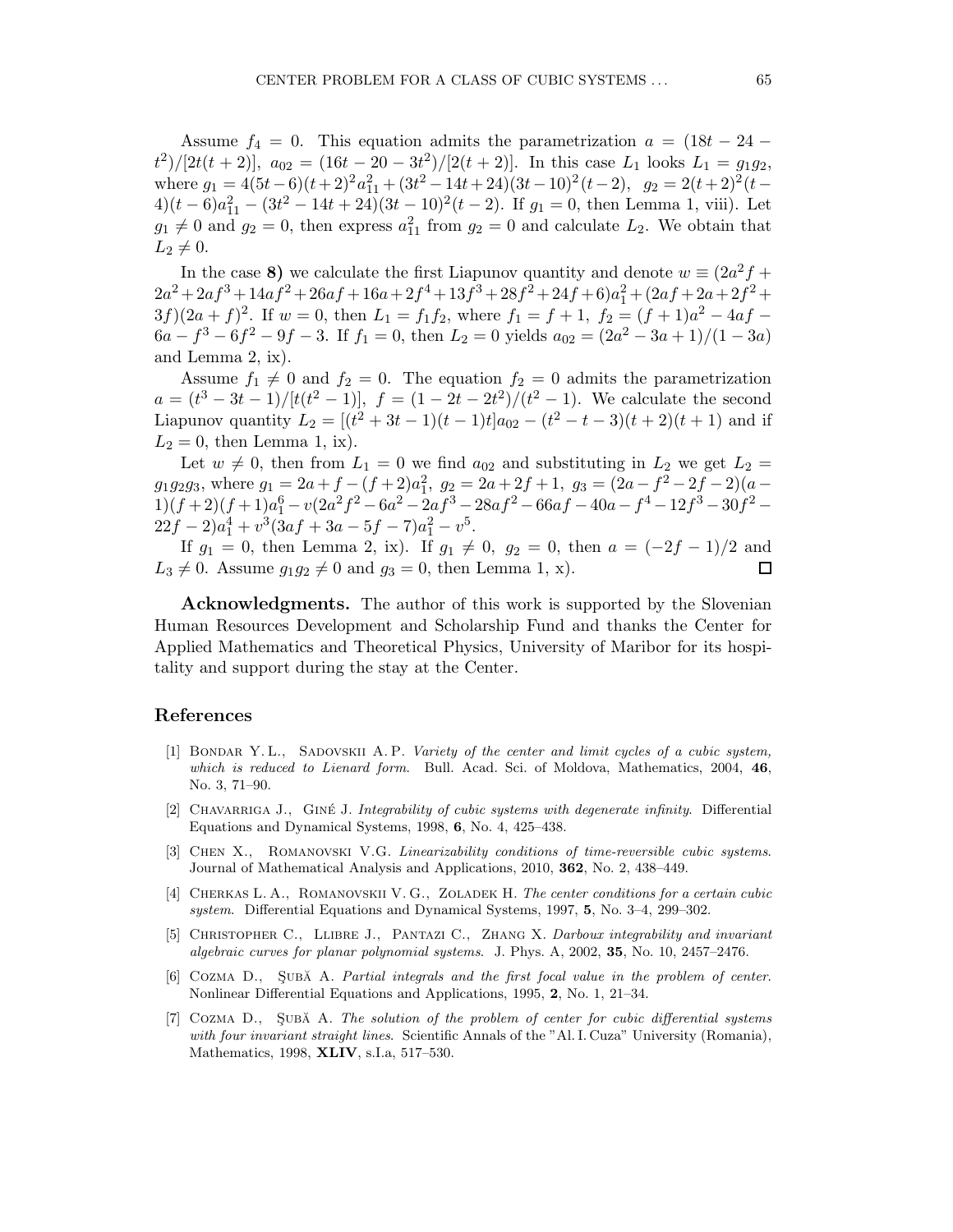Assume $f_4 = 0$. This equation admits the parametrization $a = (18t - 24 - t^2)/[2t(t+2)]$, $a_{02} = (16t - 20 - 3t^2)/[2(t+2)]$. In this case $L_1$ looks $L_1 = g_1 g_2$, where $g_1 = 4(5t-6)(t+2)^2 a_{11}^2 + (3t^2 - 14t + 24)(3t-10)^2(t-2)$, $g_2 = 2(t+2)^2(t-4)(t-6)a_{11}^2 - (3t^2 - 14t + 24)(3t-10)^2(t-2)$. If $g_1 = 0$, then Lemma 1, viii). Let $g_1 \neq 0$ and $g_2 = 0$, then express $a_{11}^2$ from $g_2 = 0$ and calculate $L_2$. We obtain that $L_2 \neq 0$.

In the case **8)** we calculate the first Liapunov quantity and denote $w \equiv (2a^2 f + 2a^2 + 2af^3 + 14af^2 + 26af + 16a + 2f^4 + 13f^3 + 28f^2 + 24f + 6)a_1^2 + (2af + 2a + 2f^2 + 3f)(2a+f)^2$. If $w = 0$, then $L_1 = f_1 f_2$, where $f_1 = f + 1$, $f_2 = (f+1)a^2 - 4af - 6a - f^3 - 6f^2 - 9f - 3$. If $f_1 = 0$, then $L_2 = 0$ yields $a_{02} = (2a^2 - 3a + 1)/(1 - 3a)$ and Lemma 2, ix).

Assume $f_1 \neq 0$ and $f_2 = 0$. The equation $f_2 = 0$ admits the parametrization $a = (t^3 - 3t - 1)/[t(t^2 - 1)]$, $f = (1 - 2t - 2t^2)/(t^2 - 1)$. We calculate the second Liapunov quantity $L_2 = [(t^2 + 3t - 1)(t-1)t]a_{02} - (t^2 - t - 3)(t+2)(t+1)$ and if $L_2 = 0$, then Lemma 1, ix).

Let $w \neq 0$, then from $L_1 = 0$ we find $a_{02}$ and substituting in $L_2$ we get $L_2 = g_1 g_2 g_3$, where $g_1 = 2a + f - (f+2)a_1^2$, $g_2 = 2a + 2f + 1$, $g_3 = (2a - f^2 - 2f - 2)(a - 1)(f+2)(f+1)a_1^6 - v(2a^2 f^2 - 6a^2 - 2af^3 - 28af^2 - 66af - 40a - f^4 - 12f^3 - 30f^2 - 22f - 2)a_1^4 + v^3(3af + 3a - 5f - 7)a_1^2 - v^5$.

If $g_1 = 0$, then Lemma 2, ix). If $g_1 \neq 0$, $g_2 = 0$, then $a = (-2f - 1)/2$ and $L_3 \neq 0$. Assume $g_1 g_2 \neq 0$ and $g_3 = 0$, then Lemma 1, x). □

**Acknowledgments.** The author of this work is supported by the Slovenian Human Resources Development and Scholarship Fund and thanks the Center for Applied Mathematics and Theoretical Physics, University of Maribor for its hospitality and support during the stay at the Center.

## References

[1] Bondar Y. L., Sadovskii A. P. *Variety of the center and limit cycles of a cubic system, which is reduced to Lienard form*. Bull. Acad. Sci. of Moldova, Mathematics, 2004, **46**, No. 3, 71–90.

[2] Chavarriga J., Giné J. *Integrability of cubic systems with degenerate infinity*. Differential Equations and Dynamical Systems, 1998, **6**, No. 4, 425–438.

[3] Chen X., Romanovski V.G. *Linearizability conditions of time-reversible cubic systems*. Journal of Mathematical Analysis and Applications, 2010, **362**, No. 2, 438–449.

[4] Cherkas L. A., Romanovskii V. G., Zoladek H. *The center conditions for a certain cubic system*. Differential Equations and Dynamical Systems, 1997, **5**, No. 3–4, 299–302.

[5] Christopher C., Llibre J., Pantazi C., Zhang X. *Darboux integrability and invariant algebraic curves for planar polynomial systems*. J. Phys. A, 2002, **35**, No. 10, 2457–2476.

[6] Cozma D., Şubă A. *Partial integrals and the first focal value in the problem of center*. Nonlinear Differential Equations and Applications, 1995, **2**, No. 1, 21–34.

[7] Cozma D., Şubă A. *The solution of the problem of center for cubic differential systems with four invariant straight lines*. Scientific Annals of the "Al. I. Cuza" University (Romania), Mathematics, 1998, **XLIV**, s.I.a, 517–530.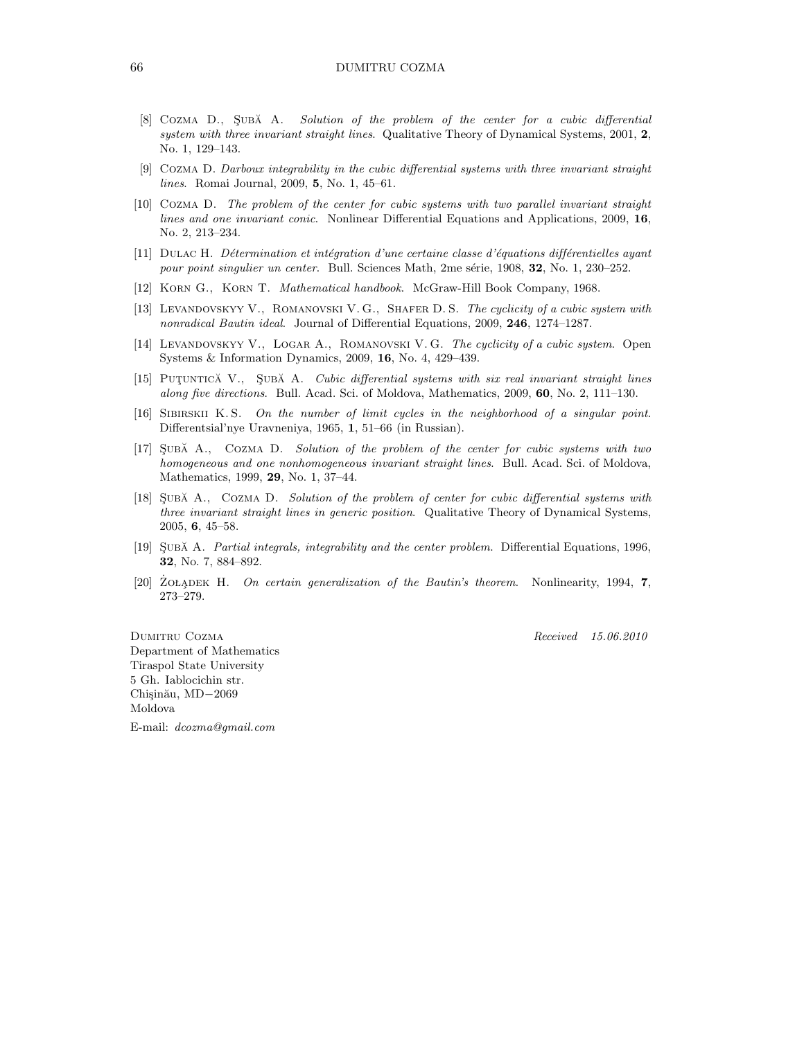[8] Cozma D., Şubă A. *Solution of the problem of the center for a cubic differential system with three invariant straight lines*. Qualitative Theory of Dynamical Systems, 2001, **2**, No. 1, 129–143.

[9] Cozma D. *Darboux integrability in the cubic differential systems with three invariant straight lines*. Romai Journal, 2009, **5**, No. 1, 45–61.

[10] Cozma D. *The problem of the center for cubic systems with two parallel invariant straight lines and one invariant conic*. Nonlinear Differential Equations and Applications, 2009, **16**, No. 2, 213–234.

[11] Dulac H. *Détermination et intégration d'une certaine classe d'équations différentielles ayant pour point singulier un center*. Bull. Sciences Math, 2me série, 1908, **32**, No. 1, 230–252.

[12] Korn G., Korn T. *Mathematical handbook*. McGraw-Hill Book Company, 1968.

[13] Levandovskyy V., Romanovski V. G., Shafer D. S. *The cyclicity of a cubic system with nonradical Bautin ideal*. Journal of Differential Equations, 2009, **246**, 1274–1287.

[14] Levandovskyy V., Logar A., Romanovski V. G. *The cyclicity of a cubic system*. Open Systems & Information Dynamics, 2009, **16**, No. 4, 429–439.

[15] Puţuntică V., Şubă A. *Cubic differential systems with six real invariant straight lines along five directions*. Bull. Acad. Sci. of Moldova, Mathematics, 2009, **60**, No. 2, 111–130.

[16] Sibirskii K. S. *On the number of limit cycles in the neighborhood of a singular point*. Differentsial'nye Uravneniya, 1965, **1**, 51–66 (in Russian).

[17] Şubă A., Cozma D. *Solution of the problem of the center for cubic systems with two homogeneous and one nonhomogeneous invariant straight lines*. Bull. Acad. Sci. of Moldova, Mathematics, 1999, **29**, No. 1, 37–44.

[18] Şubă A., Cozma D. *Solution of the problem of center for cubic differential systems with three invariant straight lines in generic position*. Qualitative Theory of Dynamical Systems, 2005, **6**, 45–58.

[19] Şubă A. *Partial integrals, integrability and the center problem*. Differential Equations, 1996, **32**, No. 7, 884–892.

[20] Żołądek H. *On certain generalization of the Bautin's theorem*. Nonlinearity, 1994, **7**, 273–279.

Dumitru Cozma
Department of Mathematics
Tiraspol State University
5 Gh. Iablocichin str.
Chişinău, MD−2069
Moldova

E-mail: *dcozma@gmail.com*

*Received 15.06.2010*